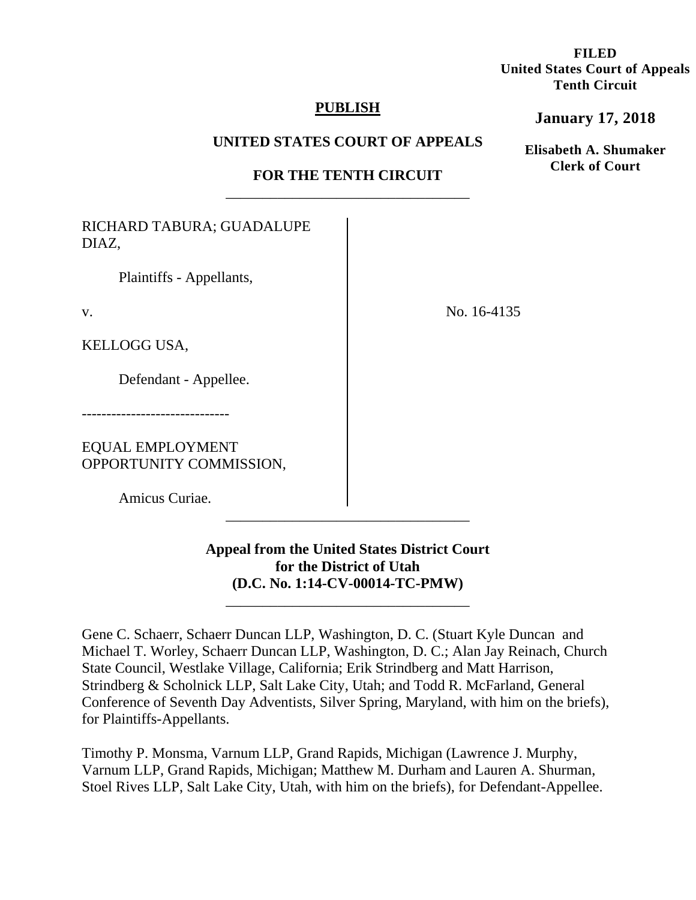**FILED**
**United States Court of Appeals**
**Tenth Circuit**

**January 17, 2018**

**Elisabeth A. Shumaker**
**Clerk of Court**

**PUBLISH**

**UNITED STATES COURT OF APPEALS**

**FOR THE TENTH CIRCUIT**

---

RICHARD TABURA; GUADALUPE DIAZ,

Plaintiffs - Appellants,

v.

KELLOGG USA,

Defendant - Appellee.

------------------------------

EQUAL EMPLOYMENT OPPORTUNITY COMMISSION,

Amicus Curiae.

No. 16-4135

---

**Appeal from the United States District Court**
**for the District of Utah**
**(D.C. No. 1:14-CV-00014-TC-PMW)**

---

Gene C. Schaerr, Schaerr Duncan LLP, Washington, D. C. (Stuart Kyle Duncan and Michael T. Worley, Schaerr Duncan LLP, Washington, D. C.; Alan Jay Reinach, Church State Council, Westlake Village, California; Erik Strindberg and Matt Harrison, Strindberg & Scholnick LLP, Salt Lake City, Utah; and Todd R. McFarland, General Conference of Seventh Day Adventists, Silver Spring, Maryland, with him on the briefs), for Plaintiffs-Appellants.

Timothy P. Monsma, Varnum LLP, Grand Rapids, Michigan (Lawrence J. Murphy, Varnum LLP, Grand Rapids, Michigan; Matthew M. Durham and Lauren A. Shurman, Stoel Rives LLP, Salt Lake City, Utah, with him on the briefs), for Defendant-Appellee.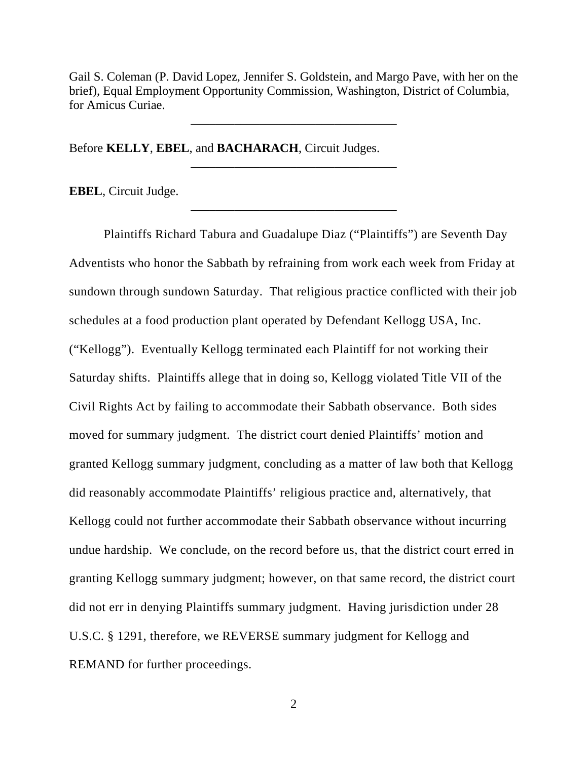Gail S. Coleman (P. David Lopez, Jennifer S. Goldstein, and Margo Pave, with her on the brief), Equal Employment Opportunity Commission, Washington, District of Columbia, for Amicus Curiae.

---

Before **KELLY**, **EBEL**, and **BACHARACH**, Circuit Judges.

---

**EBEL**, Circuit Judge.

---

Plaintiffs Richard Tabura and Guadalupe Diaz ("Plaintiffs") are Seventh Day Adventists who honor the Sabbath by refraining from work each week from Friday at sundown through sundown Saturday. That religious practice conflicted with their job schedules at a food production plant operated by Defendant Kellogg USA, Inc. ("Kellogg"). Eventually Kellogg terminated each Plaintiff for not working their Saturday shifts. Plaintiffs allege that in doing so, Kellogg violated Title VII of the Civil Rights Act by failing to accommodate their Sabbath observance. Both sides moved for summary judgment. The district court denied Plaintiffs' motion and granted Kellogg summary judgment, concluding as a matter of law both that Kellogg did reasonably accommodate Plaintiffs' religious practice and, alternatively, that Kellogg could not further accommodate their Sabbath observance without incurring undue hardship. We conclude, on the record before us, that the district court erred in granting Kellogg summary judgment; however, on that same record, the district court did not err in denying Plaintiffs summary judgment. Having jurisdiction under 28 U.S.C. § 1291, therefore, we REVERSE summary judgment for Kellogg and REMAND for further proceedings.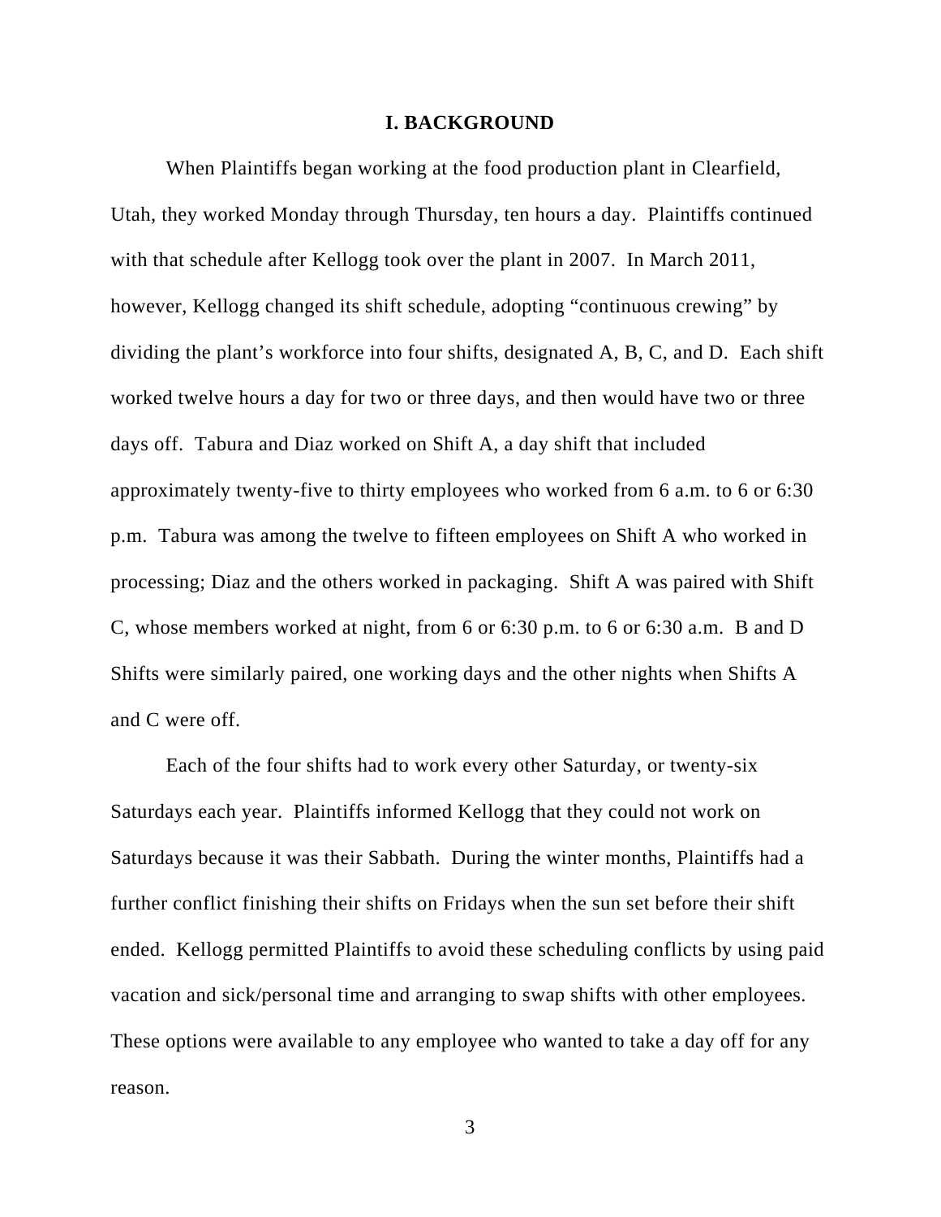## I. BACKGROUND

When Plaintiffs began working at the food production plant in Clearfield, Utah, they worked Monday through Thursday, ten hours a day. Plaintiffs continued with that schedule after Kellogg took over the plant in 2007. In March 2011, however, Kellogg changed its shift schedule, adopting "continuous crewing" by dividing the plant's workforce into four shifts, designated A, B, C, and D. Each shift worked twelve hours a day for two or three days, and then would have two or three days off. Tabura and Diaz worked on Shift A, a day shift that included approximately twenty-five to thirty employees who worked from 6 a.m. to 6 or 6:30 p.m. Tabura was among the twelve to fifteen employees on Shift A who worked in processing; Diaz and the others worked in packaging. Shift A was paired with Shift C, whose members worked at night, from 6 or 6:30 p.m. to 6 or 6:30 a.m. B and D Shifts were similarly paired, one working days and the other nights when Shifts A and C were off.

Each of the four shifts had to work every other Saturday, or twenty-six Saturdays each year. Plaintiffs informed Kellogg that they could not work on Saturdays because it was their Sabbath. During the winter months, Plaintiffs had a further conflict finishing their shifts on Fridays when the sun set before their shift ended. Kellogg permitted Plaintiffs to avoid these scheduling conflicts by using paid vacation and sick/personal time and arranging to swap shifts with other employees. These options were available to any employee who wanted to take a day off for any reason.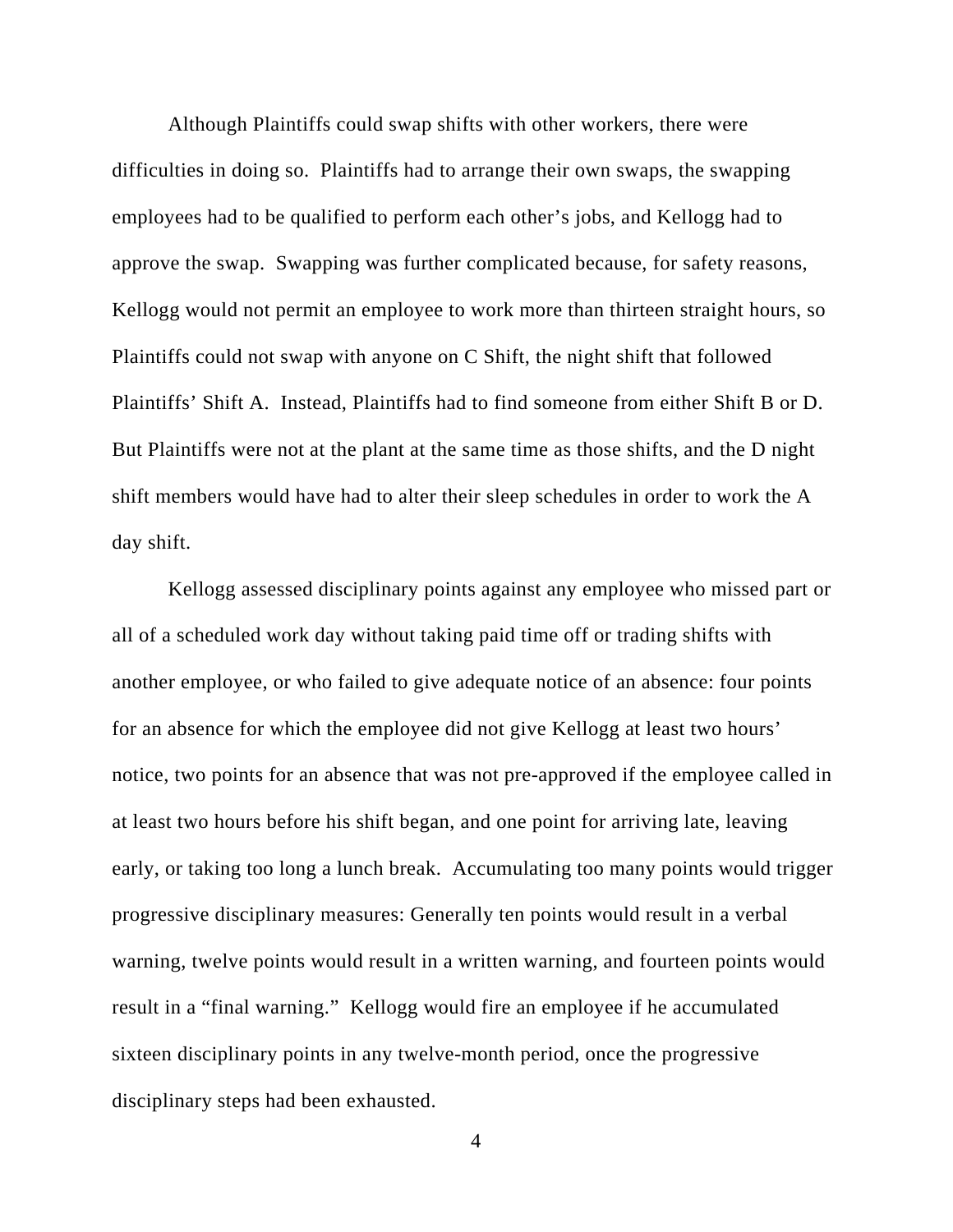Although Plaintiffs could swap shifts with other workers, there were difficulties in doing so. Plaintiffs had to arrange their own swaps, the swapping employees had to be qualified to perform each other's jobs, and Kellogg had to approve the swap. Swapping was further complicated because, for safety reasons, Kellogg would not permit an employee to work more than thirteen straight hours, so Plaintiffs could not swap with anyone on C Shift, the night shift that followed Plaintiffs' Shift A. Instead, Plaintiffs had to find someone from either Shift B or D. But Plaintiffs were not at the plant at the same time as those shifts, and the D night shift members would have had to alter their sleep schedules in order to work the A day shift.

Kellogg assessed disciplinary points against any employee who missed part or all of a scheduled work day without taking paid time off or trading shifts with another employee, or who failed to give adequate notice of an absence: four points for an absence for which the employee did not give Kellogg at least two hours' notice, two points for an absence that was not pre-approved if the employee called in at least two hours before his shift began, and one point for arriving late, leaving early, or taking too long a lunch break. Accumulating too many points would trigger progressive disciplinary measures: Generally ten points would result in a verbal warning, twelve points would result in a written warning, and fourteen points would result in a "final warning." Kellogg would fire an employee if he accumulated sixteen disciplinary points in any twelve-month period, once the progressive disciplinary steps had been exhausted.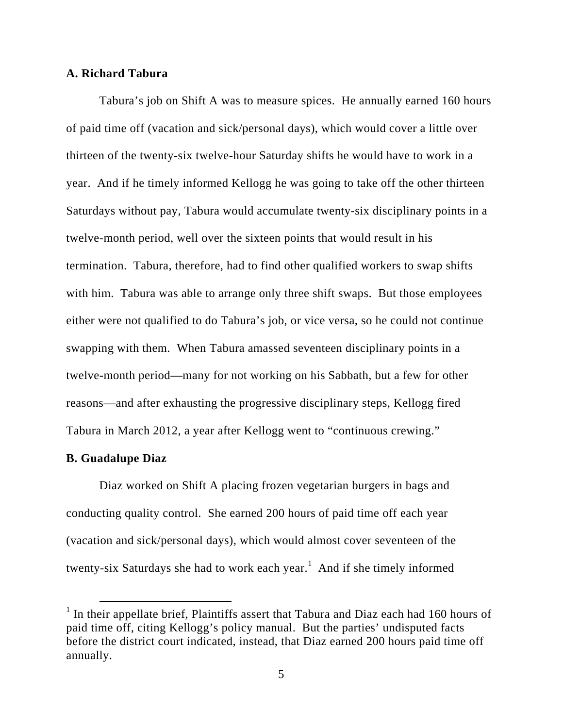### A. Richard Tabura

Tabura's job on Shift A was to measure spices. He annually earned 160 hours of paid time off (vacation and sick/personal days), which would cover a little over thirteen of the twenty-six twelve-hour Saturday shifts he would have to work in a year. And if he timely informed Kellogg he was going to take off the other thirteen Saturdays without pay, Tabura would accumulate twenty-six disciplinary points in a twelve-month period, well over the sixteen points that would result in his termination. Tabura, therefore, had to find other qualified workers to swap shifts with him. Tabura was able to arrange only three shift swaps. But those employees either were not qualified to do Tabura's job, or vice versa, so he could not continue swapping with them. When Tabura amassed seventeen disciplinary points in a twelve-month period—many for not working on his Sabbath, but a few for other reasons—and after exhausting the progressive disciplinary steps, Kellogg fired Tabura in March 2012, a year after Kellogg went to "continuous crewing."

### B. Guadalupe Diaz

Diaz worked on Shift A placing frozen vegetarian burgers in bags and conducting quality control. She earned 200 hours of paid time off each year (vacation and sick/personal days), which would almost cover seventeen of the twenty-six Saturdays she had to work each year.[1] And if she timely informed

[1] In their appellate brief, Plaintiffs assert that Tabura and Diaz each had 160 hours of paid time off, citing Kellogg's policy manual. But the parties' undisputed facts before the district court indicated, instead, that Diaz earned 200 hours paid time off annually.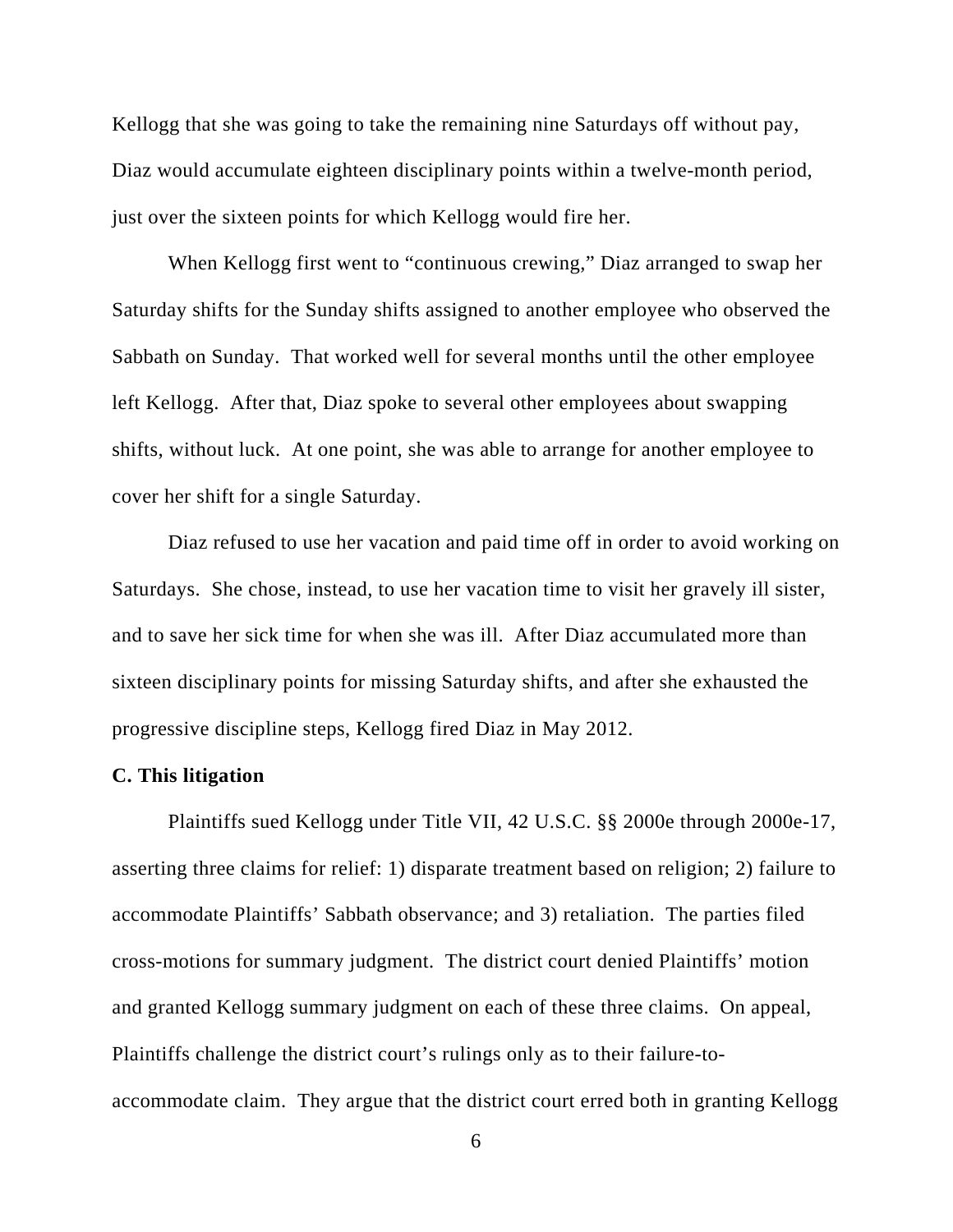Kellogg that she was going to take the remaining nine Saturdays off without pay, Diaz would accumulate eighteen disciplinary points within a twelve-month period, just over the sixteen points for which Kellogg would fire her.

When Kellogg first went to "continuous crewing," Diaz arranged to swap her Saturday shifts for the Sunday shifts assigned to another employee who observed the Sabbath on Sunday. That worked well for several months until the other employee left Kellogg. After that, Diaz spoke to several other employees about swapping shifts, without luck. At one point, she was able to arrange for another employee to cover her shift for a single Saturday.

Diaz refused to use her vacation and paid time off in order to avoid working on Saturdays. She chose, instead, to use her vacation time to visit her gravely ill sister, and to save her sick time for when she was ill. After Diaz accumulated more than sixteen disciplinary points for missing Saturday shifts, and after she exhausted the progressive discipline steps, Kellogg fired Diaz in May 2012.

**C. This litigation**

Plaintiffs sued Kellogg under Title VII, 42 U.S.C. §§ 2000e through 2000e-17, asserting three claims for relief: 1) disparate treatment based on religion; 2) failure to accommodate Plaintiffs' Sabbath observance; and 3) retaliation. The parties filed cross-motions for summary judgment. The district court denied Plaintiffs' motion and granted Kellogg summary judgment on each of these three claims. On appeal, Plaintiffs challenge the district court's rulings only as to their failure-to-accommodate claim. They argue that the district court erred both in granting Kellogg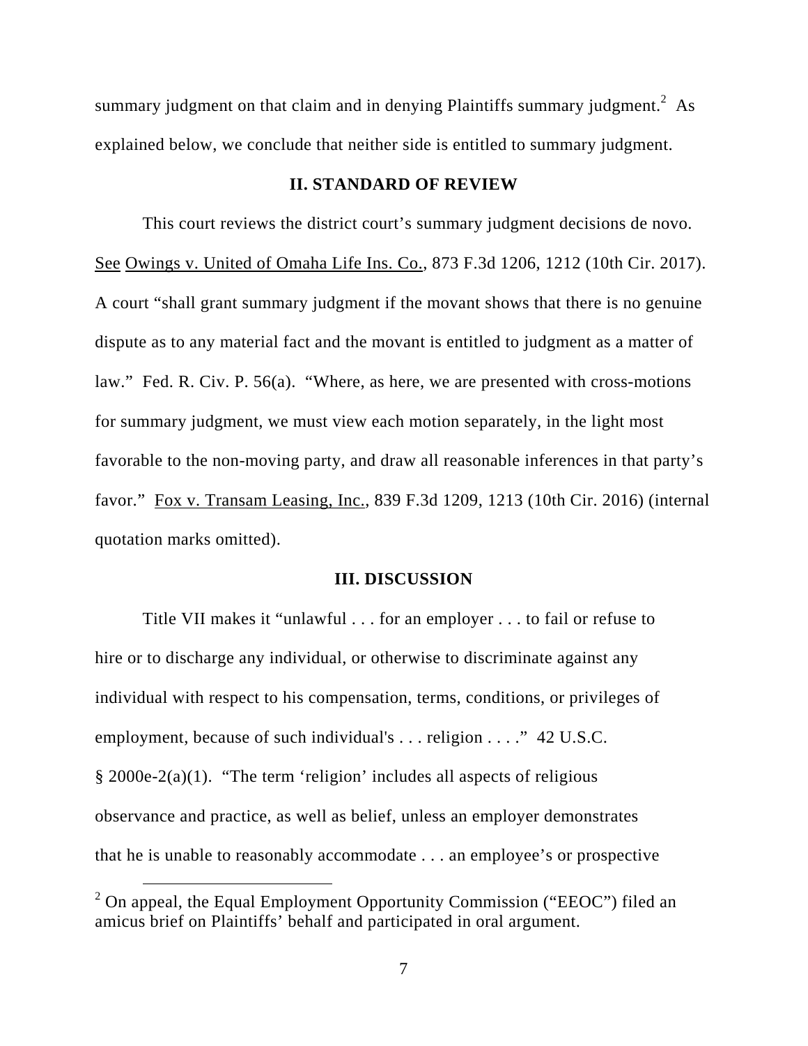summary judgment on that claim and in denying Plaintiffs summary judgment.[2] As explained below, we conclude that neither side is entitled to summary judgment.

## II. STANDARD OF REVIEW

This court reviews the district court's summary judgment decisions de novo. See Owings v. United of Omaha Life Ins. Co., 873 F.3d 1206, 1212 (10th Cir. 2017). A court "shall grant summary judgment if the movant shows that there is no genuine dispute as to any material fact and the movant is entitled to judgment as a matter of law." Fed. R. Civ. P. 56(a). "Where, as here, we are presented with cross-motions for summary judgment, we must view each motion separately, in the light most favorable to the non-moving party, and draw all reasonable inferences in that party's favor." Fox v. Transam Leasing, Inc., 839 F.3d 1209, 1213 (10th Cir. 2016) (internal quotation marks omitted).

## III. DISCUSSION

Title VII makes it "unlawful . . . for an employer . . . to fail or refuse to hire or to discharge any individual, or otherwise to discriminate against any individual with respect to his compensation, terms, conditions, or privileges of employment, because of such individual's . . . religion . . . ." 42 U.S.C. § 2000e-2(a)(1). "The term 'religion' includes all aspects of religious observance and practice, as well as belief, unless an employer demonstrates that he is unable to reasonably accommodate . . . an employee's or prospective

[2] On appeal, the Equal Employment Opportunity Commission ("EEOC") filed an amicus brief on Plaintiffs' behalf and participated in oral argument.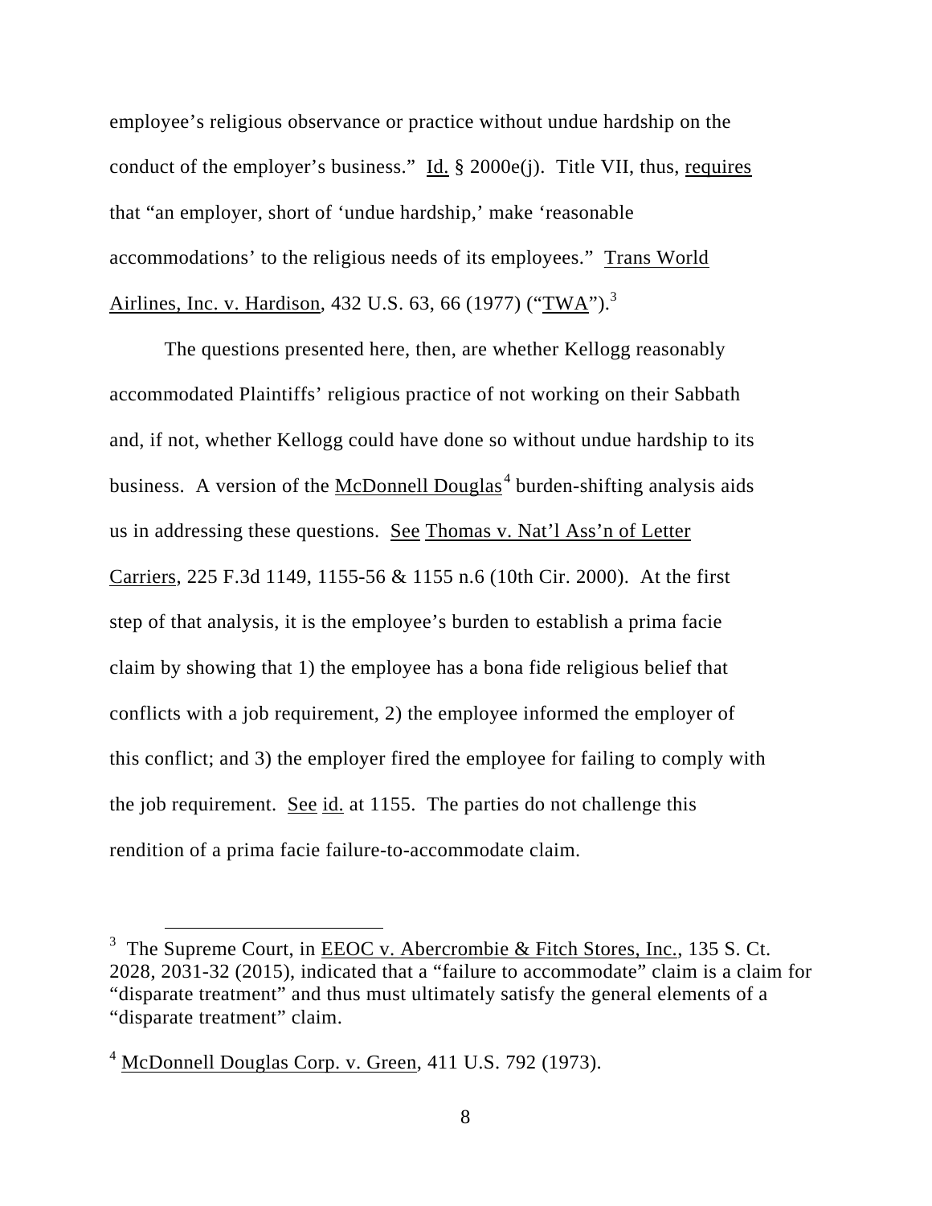employee's religious observance or practice without undue hardship on the conduct of the employer's business." Id. § 2000e(j). Title VII, thus, requires that "an employer, short of 'undue hardship,' make 'reasonable accommodations' to the religious needs of its employees." Trans World Airlines, Inc. v. Hardison, 432 U.S. 63, 66 (1977) ("TWA").[3]

The questions presented here, then, are whether Kellogg reasonably accommodated Plaintiffs' religious practice of not working on their Sabbath and, if not, whether Kellogg could have done so without undue hardship to its business. A version of the McDonnell Douglas[4] burden-shifting analysis aids us in addressing these questions. See Thomas v. Nat'l Ass'n of Letter Carriers, 225 F.3d 1149, 1155-56 & 1155 n.6 (10th Cir. 2000). At the first step of that analysis, it is the employee's burden to establish a prima facie claim by showing that 1) the employee has a bona fide religious belief that conflicts with a job requirement, 2) the employee informed the employer of this conflict; and 3) the employer fired the employee for failing to comply with the job requirement. See id. at 1155. The parties do not challenge this rendition of a prima facie failure-to-accommodate claim.

---

[3] The Supreme Court, in EEOC v. Abercrombie & Fitch Stores, Inc., 135 S. Ct. 2028, 2031-32 (2015), indicated that a "failure to accommodate" claim is a claim for "disparate treatment" and thus must ultimately satisfy the general elements of a "disparate treatment" claim.

[4] McDonnell Douglas Corp. v. Green, 411 U.S. 792 (1973).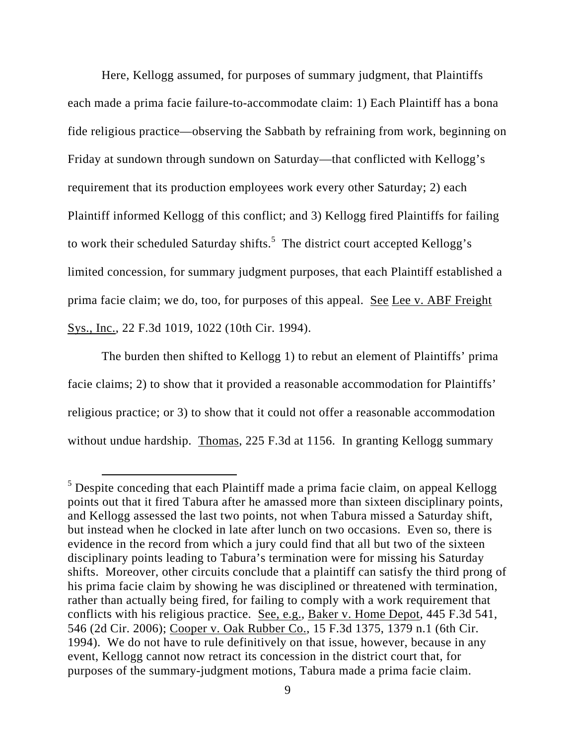Here, Kellogg assumed, for purposes of summary judgment, that Plaintiffs each made a prima facie failure-to-accommodate claim: 1) Each Plaintiff has a bona fide religious practice—observing the Sabbath by refraining from work, beginning on Friday at sundown through sundown on Saturday—that conflicted with Kellogg's requirement that its production employees work every other Saturday; 2) each Plaintiff informed Kellogg of this conflict; and 3) Kellogg fired Plaintiffs for failing to work their scheduled Saturday shifts.[5] The district court accepted Kellogg's limited concession, for summary judgment purposes, that each Plaintiff established a prima facie claim; we do, too, for purposes of this appeal. See Lee v. ABF Freight Sys., Inc., 22 F.3d 1019, 1022 (10th Cir. 1994).

The burden then shifted to Kellogg 1) to rebut an element of Plaintiffs' prima facie claims; 2) to show that it provided a reasonable accommodation for Plaintiffs' religious practice; or 3) to show that it could not offer a reasonable accommodation without undue hardship. Thomas, 225 F.3d at 1156. In granting Kellogg summary

[5] Despite conceding that each Plaintiff made a prima facie claim, on appeal Kellogg points out that it fired Tabura after he amassed more than sixteen disciplinary points, and Kellogg assessed the last two points, not when Tabura missed a Saturday shift, but instead when he clocked in late after lunch on two occasions. Even so, there is evidence in the record from which a jury could find that all but two of the sixteen disciplinary points leading to Tabura's termination were for missing his Saturday shifts. Moreover, other circuits conclude that a plaintiff can satisfy the third prong of his prima facie claim by showing he was disciplined or threatened with termination, rather than actually being fired, for failing to comply with a work requirement that conflicts with his religious practice. See, e.g., Baker v. Home Depot, 445 F.3d 541, 546 (2d Cir. 2006); Cooper v. Oak Rubber Co., 15 F.3d 1375, 1379 n.1 (6th Cir. 1994). We do not have to rule definitively on that issue, however, because in any event, Kellogg cannot now retract its concession in the district court that, for purposes of the summary-judgment motions, Tabura made a prima facie claim.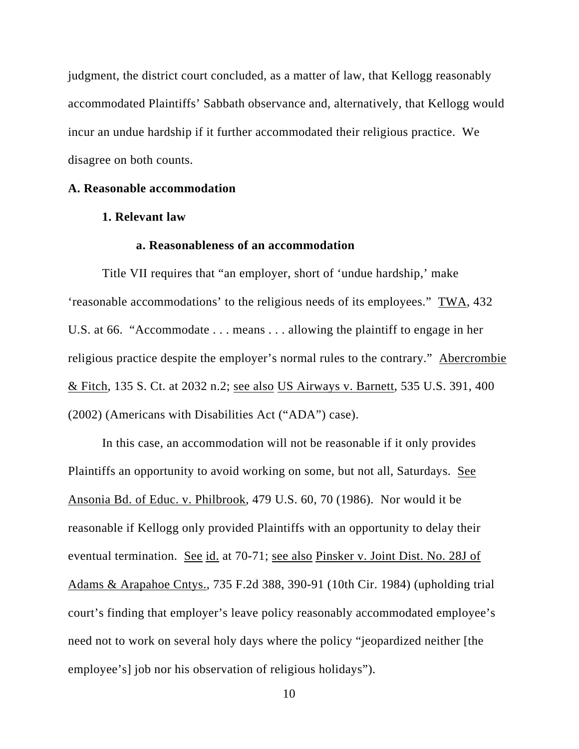judgment, the district court concluded, as a matter of law, that Kellogg reasonably accommodated Plaintiffs' Sabbath observance and, alternatively, that Kellogg would incur an undue hardship if it further accommodated their religious practice. We disagree on both counts.

### A. Reasonable accommodation

#### 1. Relevant law

##### a. Reasonableness of an accommodation

Title VII requires that "an employer, short of 'undue hardship,' make 'reasonable accommodations' to the religious needs of its employees." TWA, 432 U.S. at 66. "Accommodate . . . means . . . allowing the plaintiff to engage in her religious practice despite the employer's normal rules to the contrary." Abercrombie & Fitch, 135 S. Ct. at 2032 n.2; see also US Airways v. Barnett, 535 U.S. 391, 400 (2002) (Americans with Disabilities Act ("ADA") case).

In this case, an accommodation will not be reasonable if it only provides Plaintiffs an opportunity to avoid working on some, but not all, Saturdays. See Ansonia Bd. of Educ. v. Philbrook, 479 U.S. 60, 70 (1986). Nor would it be reasonable if Kellogg only provided Plaintiffs with an opportunity to delay their eventual termination. See id. at 70-71; see also Pinsker v. Joint Dist. No. 28J of Adams & Arapahoe Cntys., 735 F.2d 388, 390-91 (10th Cir. 1984) (upholding trial court's finding that employer's leave policy reasonably accommodated employee's need not to work on several holy days where the policy "jeopardized neither [the employee's] job nor his observation of religious holidays").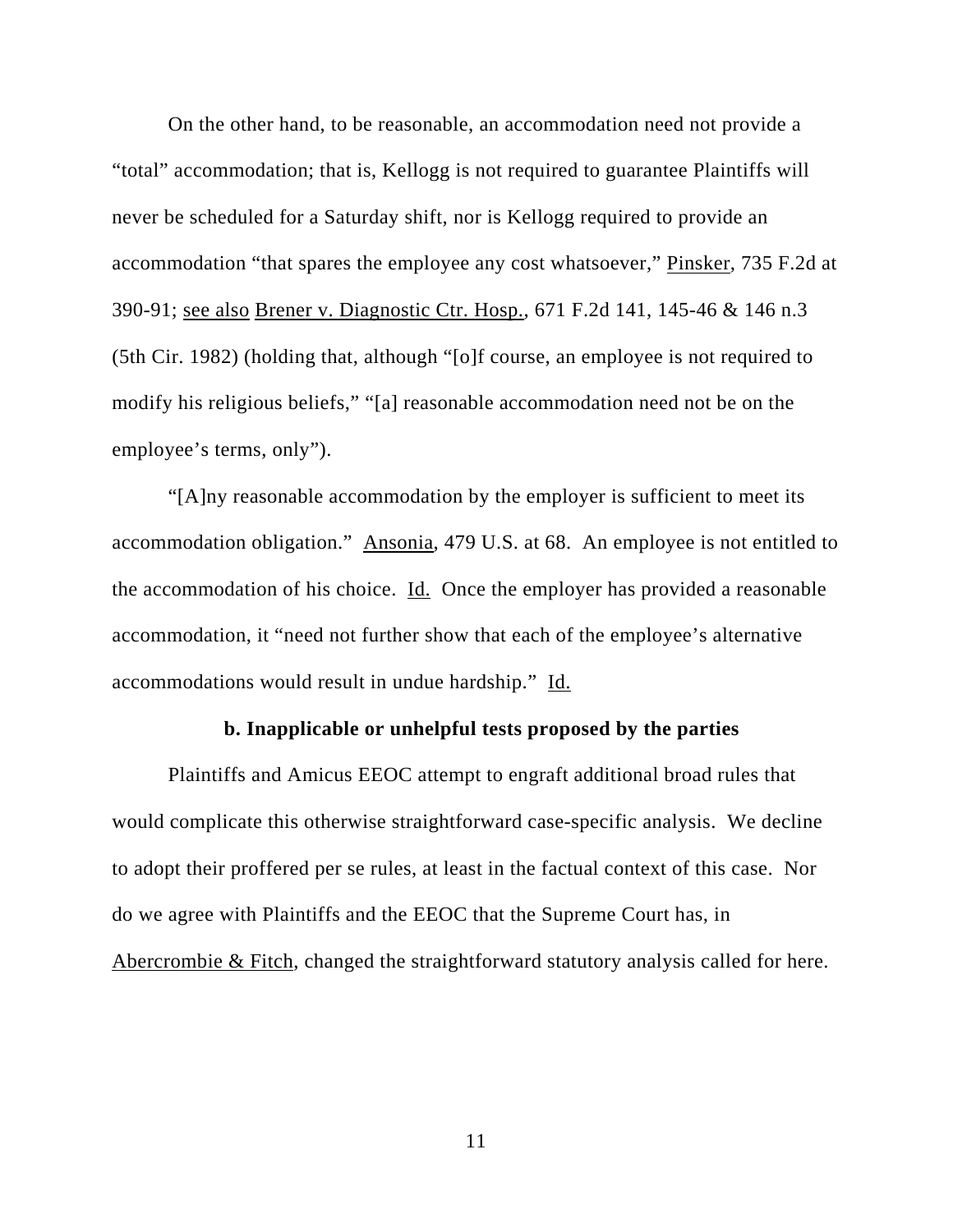On the other hand, to be reasonable, an accommodation need not provide a "total" accommodation; that is, Kellogg is not required to guarantee Plaintiffs will never be scheduled for a Saturday shift, nor is Kellogg required to provide an accommodation "that spares the employee any cost whatsoever," Pinsker, 735 F.2d at 390-91; see also Brener v. Diagnostic Ctr. Hosp., 671 F.2d 141, 145-46 & 146 n.3 (5th Cir. 1982) (holding that, although "[o]f course, an employee is not required to modify his religious beliefs," "[a] reasonable accommodation need not be on the employee's terms, only").

"[A]ny reasonable accommodation by the employer is sufficient to meet its accommodation obligation." Ansonia, 479 U.S. at 68. An employee is not entitled to the accommodation of his choice. Id. Once the employer has provided a reasonable accommodation, it "need not further show that each of the employee's alternative accommodations would result in undue hardship." Id.

**b. Inapplicable or unhelpful tests proposed by the parties**

Plaintiffs and Amicus EEOC attempt to engraft additional broad rules that would complicate this otherwise straightforward case-specific analysis. We decline to adopt their proffered per se rules, at least in the factual context of this case. Nor do we agree with Plaintiffs and the EEOC that the Supreme Court has, in Abercrombie & Fitch, changed the straightforward statutory analysis called for here.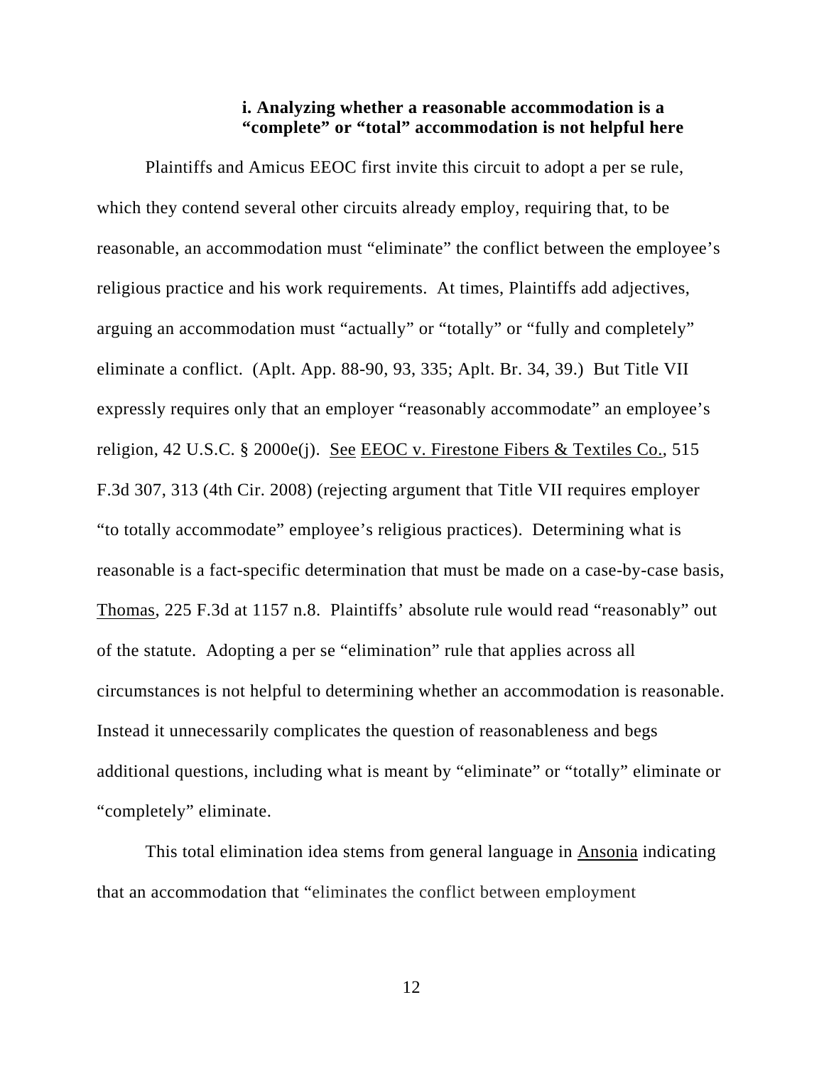### i. Analyzing whether a reasonable accommodation is a "complete" or "total" accommodation is not helpful here

Plaintiffs and Amicus EEOC first invite this circuit to adopt a per se rule, which they contend several other circuits already employ, requiring that, to be reasonable, an accommodation must "eliminate" the conflict between the employee's religious practice and his work requirements. At times, Plaintiffs add adjectives, arguing an accommodation must "actually" or "totally" or "fully and completely" eliminate a conflict. (Aplt. App. 88-90, 93, 335; Aplt. Br. 34, 39.) But Title VII expressly requires only that an employer "reasonably accommodate" an employee's religion, 42 U.S.C. § 2000e(j). See EEOC v. Firestone Fibers & Textiles Co., 515 F.3d 307, 313 (4th Cir. 2008) (rejecting argument that Title VII requires employer "to totally accommodate" employee's religious practices). Determining what is reasonable is a fact-specific determination that must be made on a case-by-case basis, Thomas, 225 F.3d at 1157 n.8. Plaintiffs' absolute rule would read "reasonably" out of the statute. Adopting a per se "elimination" rule that applies across all circumstances is not helpful to determining whether an accommodation is reasonable. Instead it unnecessarily complicates the question of reasonableness and begs additional questions, including what is meant by "eliminate" or "totally" eliminate or "completely" eliminate.

This total elimination idea stems from general language in Ansonia indicating that an accommodation that "eliminates the conflict between employment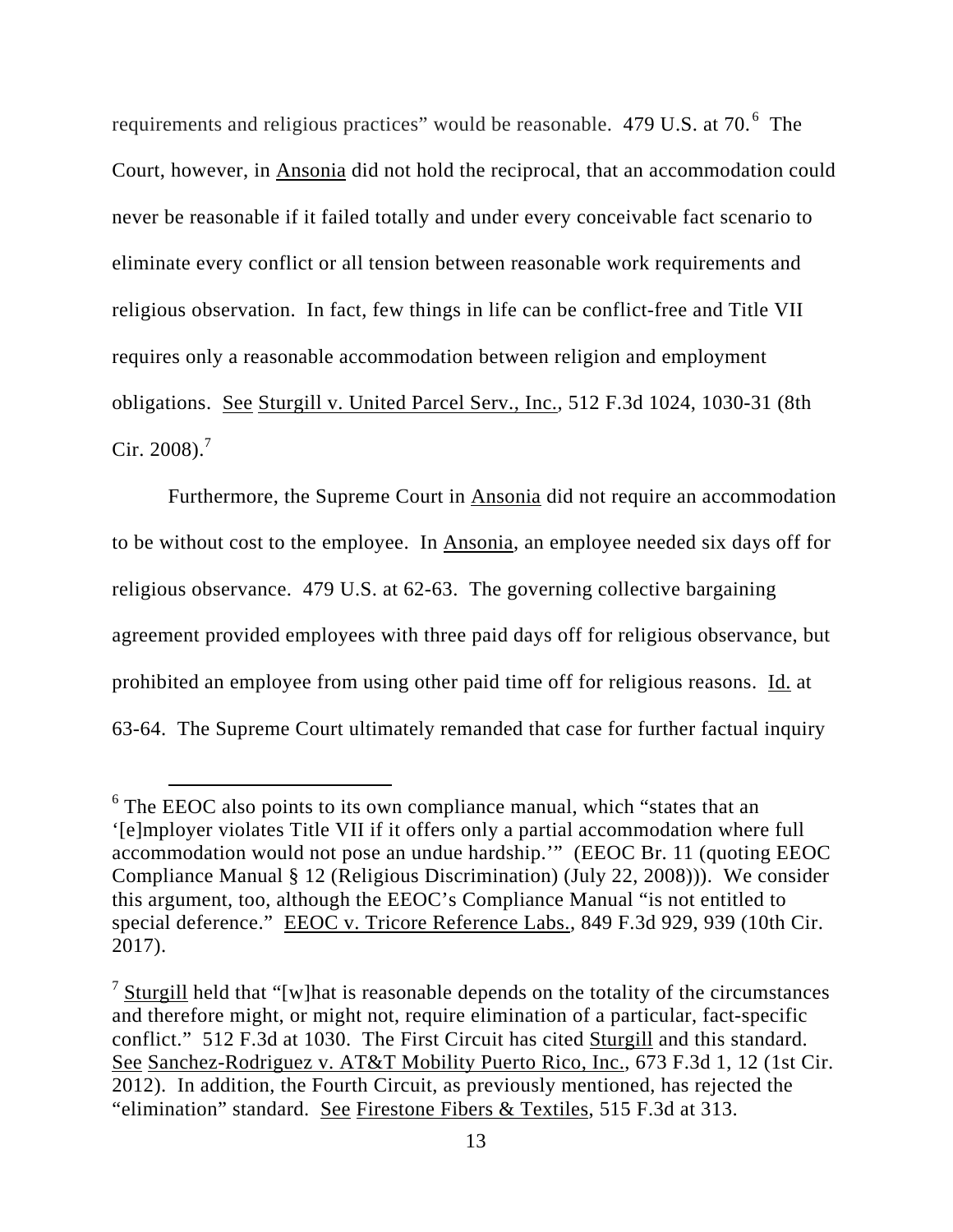requirements and religious practices" would be reasonable. 479 U.S. at 70.[6] The Court, however, in Ansonia did not hold the reciprocal, that an accommodation could never be reasonable if it failed totally and under every conceivable fact scenario to eliminate every conflict or all tension between reasonable work requirements and religious observation. In fact, few things in life can be conflict-free and Title VII requires only a reasonable accommodation between religion and employment obligations. See Sturgill v. United Parcel Serv., Inc., 512 F.3d 1024, 1030-31 (8th Cir. 2008).[7]

Furthermore, the Supreme Court in Ansonia did not require an accommodation to be without cost to the employee. In Ansonia, an employee needed six days off for religious observance. 479 U.S. at 62-63. The governing collective bargaining agreement provided employees with three paid days off for religious observance, but prohibited an employee from using other paid time off for religious reasons. Id. at 63-64. The Supreme Court ultimately remanded that case for further factual inquiry

---

[6] The EEOC also points to its own compliance manual, which "states that an '[e]mployer violates Title VII if it offers only a partial accommodation where full accommodation would not pose an undue hardship.'" (EEOC Br. 11 (quoting EEOC Compliance Manual § 12 (Religious Discrimination) (July 22, 2008))). We consider this argument, too, although the EEOC's Compliance Manual "is not entitled to special deference." EEOC v. Tricore Reference Labs., 849 F.3d 929, 939 (10th Cir. 2017).

[7] Sturgill held that "[w]hat is reasonable depends on the totality of the circumstances and therefore might, or might not, require elimination of a particular, fact-specific conflict." 512 F.3d at 1030. The First Circuit has cited Sturgill and this standard. See Sanchez-Rodriguez v. AT&T Mobility Puerto Rico, Inc., 673 F.3d 1, 12 (1st Cir. 2012). In addition, the Fourth Circuit, as previously mentioned, has rejected the "elimination" standard. See Firestone Fibers & Textiles, 515 F.3d at 313.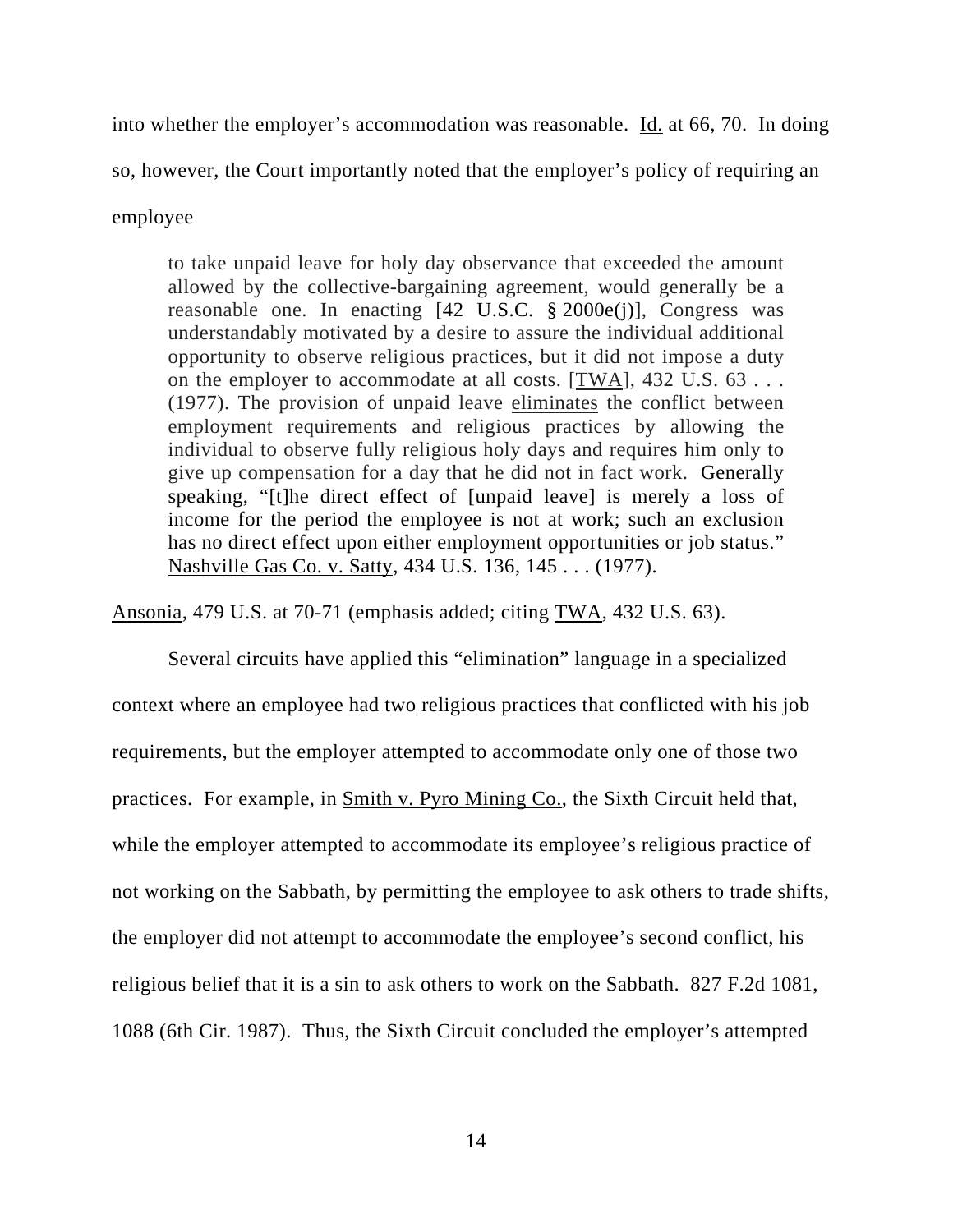into whether the employer's accommodation was reasonable. Id. at 66, 70. In doing so, however, the Court importantly noted that the employer's policy of requiring an employee

> to take unpaid leave for holy day observance that exceeded the amount allowed by the collective-bargaining agreement, would generally be a reasonable one. In enacting [42 U.S.C. § 2000e(j)], Congress was understandably motivated by a desire to assure the individual additional opportunity to observe religious practices, but it did not impose a duty on the employer to accommodate at all costs. [TWA], 432 U.S. 63 . . . (1977). The provision of unpaid leave eliminates the conflict between employment requirements and religious practices by allowing the individual to observe fully religious holy days and requires him only to give up compensation for a day that he did not in fact work. Generally speaking, "[t]he direct effect of [unpaid leave] is merely a loss of income for the period the employee is not at work; such an exclusion has no direct effect upon either employment opportunities or job status." Nashville Gas Co. v. Satty, 434 U.S. 136, 145 . . . (1977).

Ansonia, 479 U.S. at 70-71 (emphasis added; citing TWA, 432 U.S. 63).

Several circuits have applied this "elimination" language in a specialized context where an employee had two religious practices that conflicted with his job requirements, but the employer attempted to accommodate only one of those two practices. For example, in Smith v. Pyro Mining Co., the Sixth Circuit held that, while the employer attempted to accommodate its employee's religious practice of not working on the Sabbath, by permitting the employee to ask others to trade shifts, the employer did not attempt to accommodate the employee's second conflict, his religious belief that it is a sin to ask others to work on the Sabbath. 827 F.2d 1081, 1088 (6th Cir. 1987). Thus, the Sixth Circuit concluded the employer's attempted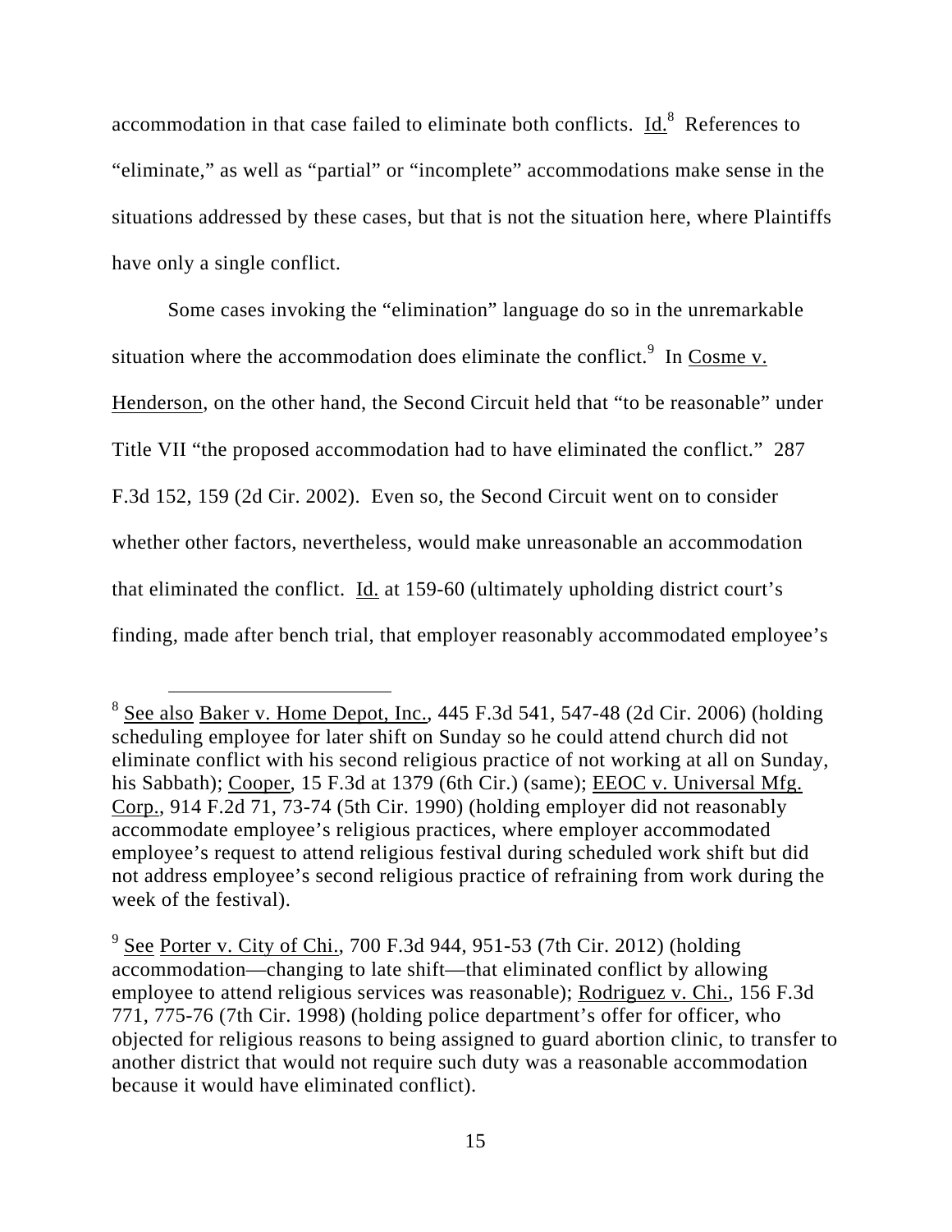accommodation in that case failed to eliminate both conflicts. Id.[8] References to "eliminate," as well as "partial" or "incomplete" accommodations make sense in the situations addressed by these cases, but that is not the situation here, where Plaintiffs have only a single conflict.

Some cases invoking the "elimination" language do so in the unremarkable situation where the accommodation does eliminate the conflict.[9] In Cosme v. Henderson, on the other hand, the Second Circuit held that "to be reasonable" under Title VII "the proposed accommodation had to have eliminated the conflict." 287 F.3d 152, 159 (2d Cir. 2002). Even so, the Second Circuit went on to consider whether other factors, nevertheless, would make unreasonable an accommodation that eliminated the conflict. Id. at 159-60 (ultimately upholding district court's finding, made after bench trial, that employer reasonably accommodated employee's

---

[8] See also Baker v. Home Depot, Inc., 445 F.3d 541, 547-48 (2d Cir. 2006) (holding scheduling employee for later shift on Sunday so he could attend church did not eliminate conflict with his second religious practice of not working at all on Sunday, his Sabbath); Cooper, 15 F.3d at 1379 (6th Cir.) (same); EEOC v. Universal Mfg. Corp., 914 F.2d 71, 73-74 (5th Cir. 1990) (holding employer did not reasonably accommodate employee's religious practices, where employer accommodated employee's request to attend religious festival during scheduled work shift but did not address employee's second religious practice of refraining from work during the week of the festival).

[9] See Porter v. City of Chi., 700 F.3d 944, 951-53 (7th Cir. 2012) (holding accommodation—changing to late shift—that eliminated conflict by allowing employee to attend religious services was reasonable); Rodriguez v. Chi., 156 F.3d 771, 775-76 (7th Cir. 1998) (holding police department's offer for officer, who objected for religious reasons to being assigned to guard abortion clinic, to transfer to another district that would not require such duty was a reasonable accommodation because it would have eliminated conflict).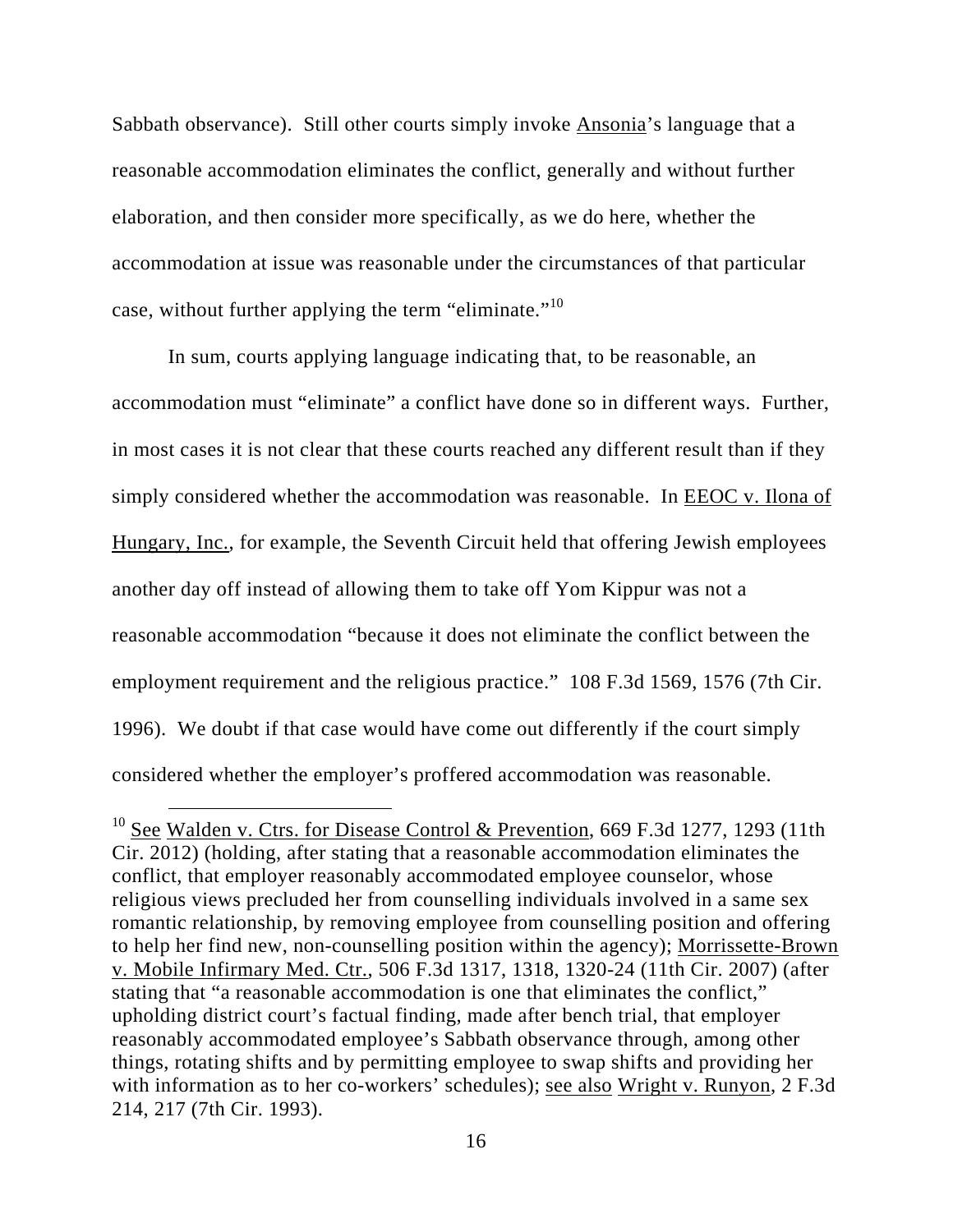Sabbath observance). Still other courts simply invoke Ansonia's language that a reasonable accommodation eliminates the conflict, generally and without further elaboration, and then consider more specifically, as we do here, whether the accommodation at issue was reasonable under the circumstances of that particular case, without further applying the term "eliminate."[10]

In sum, courts applying language indicating that, to be reasonable, an accommodation must "eliminate" a conflict have done so in different ways. Further, in most cases it is not clear that these courts reached any different result than if they simply considered whether the accommodation was reasonable. In EEOC v. Ilona of Hungary, Inc., for example, the Seventh Circuit held that offering Jewish employees another day off instead of allowing them to take off Yom Kippur was not a reasonable accommodation "because it does not eliminate the conflict between the employment requirement and the religious practice." 108 F.3d 1569, 1576 (7th Cir. 1996). We doubt if that case would have come out differently if the court simply considered whether the employer's proffered accommodation was reasonable.

---

[10] See Walden v. Ctrs. for Disease Control & Prevention, 669 F.3d 1277, 1293 (11th Cir. 2012) (holding, after stating that a reasonable accommodation eliminates the conflict, that employer reasonably accommodated employee counselor, whose religious views precluded her from counselling individuals involved in a same sex romantic relationship, by removing employee from counselling position and offering to help her find new, non-counselling position within the agency); Morrissette-Brown v. Mobile Infirmary Med. Ctr., 506 F.3d 1317, 1318, 1320-24 (11th Cir. 2007) (after stating that "a reasonable accommodation is one that eliminates the conflict," upholding district court's factual finding, made after bench trial, that employer reasonably accommodated employee's Sabbath observance through, among other things, rotating shifts and by permitting employee to swap shifts and providing her with information as to her co-workers' schedules); see also Wright v. Runyon, 2 F.3d 214, 217 (7th Cir. 1993).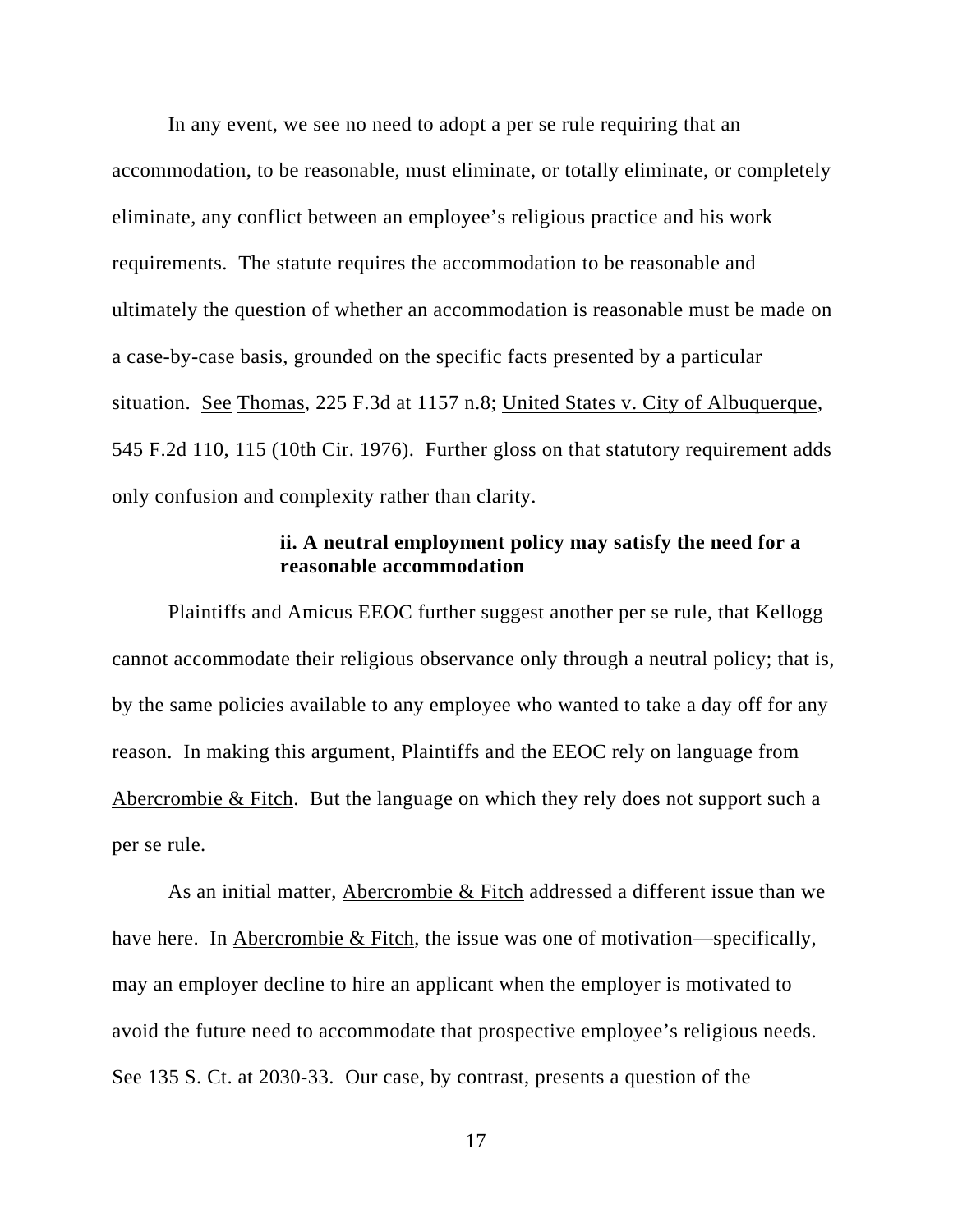In any event, we see no need to adopt a per se rule requiring that an accommodation, to be reasonable, must eliminate, or totally eliminate, or completely eliminate, any conflict between an employee's religious practice and his work requirements. The statute requires the accommodation to be reasonable and ultimately the question of whether an accommodation is reasonable must be made on a case-by-case basis, grounded on the specific facts presented by a particular situation. See Thomas, 225 F.3d at 1157 n.8; United States v. City of Albuquerque, 545 F.2d 110, 115 (10th Cir. 1976). Further gloss on that statutory requirement adds only confusion and complexity rather than clarity.

**ii. A neutral employment policy may satisfy the need for a reasonable accommodation**

Plaintiffs and Amicus EEOC further suggest another per se rule, that Kellogg cannot accommodate their religious observance only through a neutral policy; that is, by the same policies available to any employee who wanted to take a day off for any reason. In making this argument, Plaintiffs and the EEOC rely on language from Abercrombie & Fitch. But the language on which they rely does not support such a per se rule.

As an initial matter, Abercrombie & Fitch addressed a different issue than we have here. In Abercrombie & Fitch, the issue was one of motivation—specifically, may an employer decline to hire an applicant when the employer is motivated to avoid the future need to accommodate that prospective employee's religious needs. See 135 S. Ct. at 2030-33. Our case, by contrast, presents a question of the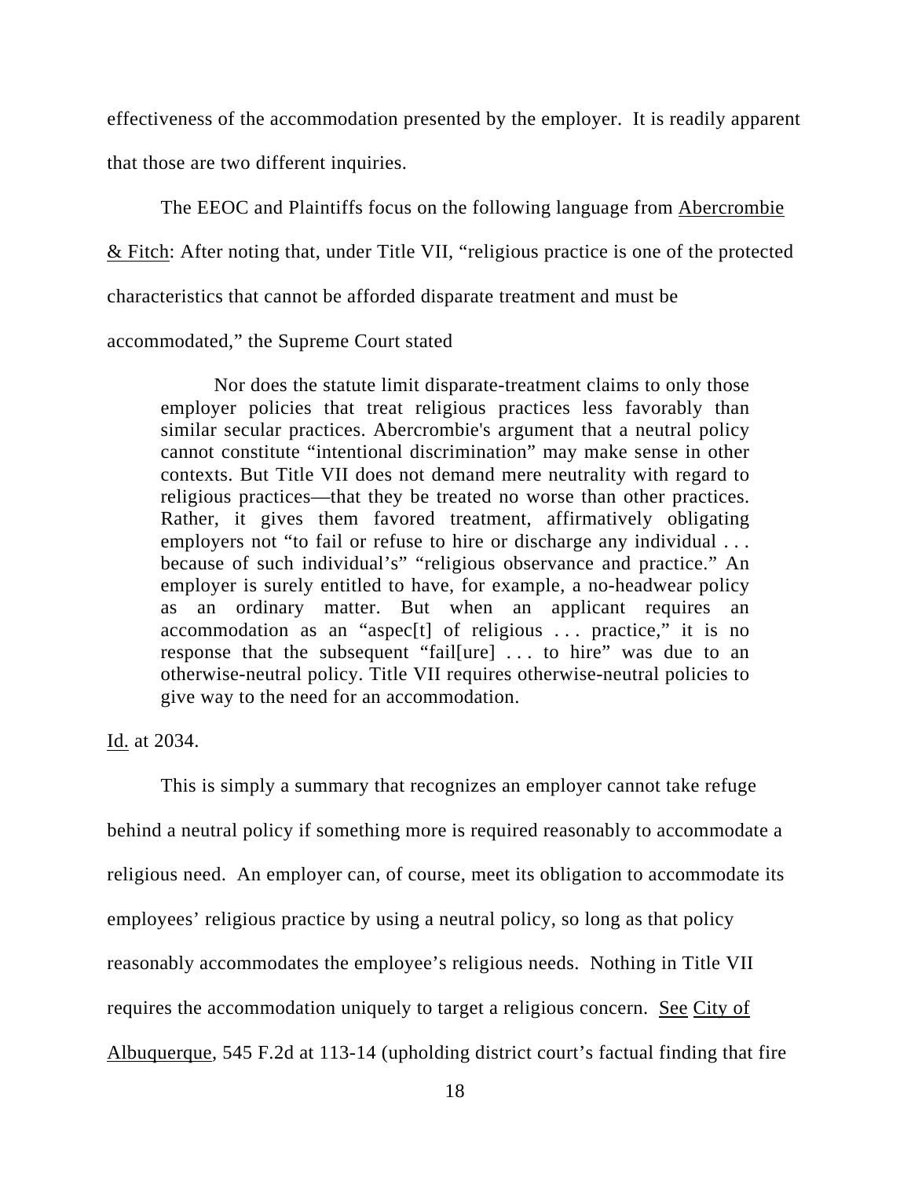effectiveness of the accommodation presented by the employer. It is readily apparent that those are two different inquiries.

The EEOC and Plaintiffs focus on the following language from Abercrombie & Fitch: After noting that, under Title VII, "religious practice is one of the protected characteristics that cannot be afforded disparate treatment and must be accommodated," the Supreme Court stated

> Nor does the statute limit disparate-treatment claims to only those employer policies that treat religious practices less favorably than similar secular practices. Abercrombie's argument that a neutral policy cannot constitute "intentional discrimination" may make sense in other contexts. But Title VII does not demand mere neutrality with regard to religious practices—that they be treated no worse than other practices. Rather, it gives them favored treatment, affirmatively obligating employers not "to fail or refuse to hire or discharge any individual . . . because of such individual's" "religious observance and practice." An employer is surely entitled to have, for example, a no-headwear policy as an ordinary matter. But when an applicant requires an accommodation as an "aspec[t] of religious . . . practice," it is no response that the subsequent "fail[ure] . . . to hire" was due to an otherwise-neutral policy. Title VII requires otherwise-neutral policies to give way to the need for an accommodation.

Id. at 2034.

This is simply a summary that recognizes an employer cannot take refuge behind a neutral policy if something more is required reasonably to accommodate a religious need. An employer can, of course, meet its obligation to accommodate its employees' religious practice by using a neutral policy, so long as that policy reasonably accommodates the employee's religious needs. Nothing in Title VII requires the accommodation uniquely to target a religious concern. See City of Albuquerque, 545 F.2d at 113-14 (upholding district court's factual finding that fire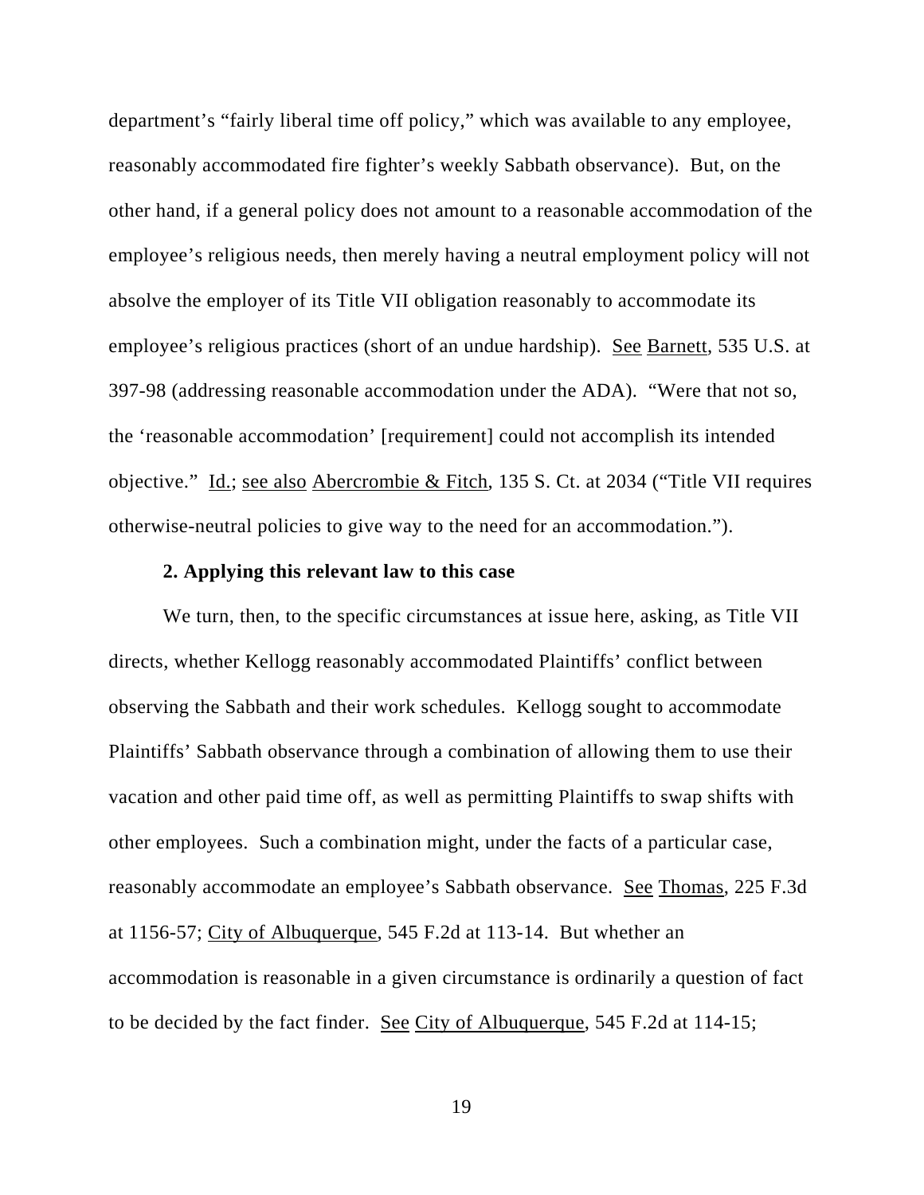department's "fairly liberal time off policy," which was available to any employee, reasonably accommodated fire fighter's weekly Sabbath observance). But, on the other hand, if a general policy does not amount to a reasonable accommodation of the employee's religious needs, then merely having a neutral employment policy will not absolve the employer of its Title VII obligation reasonably to accommodate its employee's religious practices (short of an undue hardship). See Barnett, 535 U.S. at 397-98 (addressing reasonable accommodation under the ADA). "Were that not so, the 'reasonable accommodation' [requirement] could not accomplish its intended objective." Id.; see also Abercrombie & Fitch, 135 S. Ct. at 2034 ("Title VII requires otherwise-neutral policies to give way to the need for an accommodation.").

**2. Applying this relevant law to this case**

We turn, then, to the specific circumstances at issue here, asking, as Title VII directs, whether Kellogg reasonably accommodated Plaintiffs' conflict between observing the Sabbath and their work schedules. Kellogg sought to accommodate Plaintiffs' Sabbath observance through a combination of allowing them to use their vacation and other paid time off, as well as permitting Plaintiffs to swap shifts with other employees. Such a combination might, under the facts of a particular case, reasonably accommodate an employee's Sabbath observance. See Thomas, 225 F.3d at 1156-57; City of Albuquerque, 545 F.2d at 113-14. But whether an accommodation is reasonable in a given circumstance is ordinarily a question of fact to be decided by the fact finder. See City of Albuquerque, 545 F.2d at 114-15;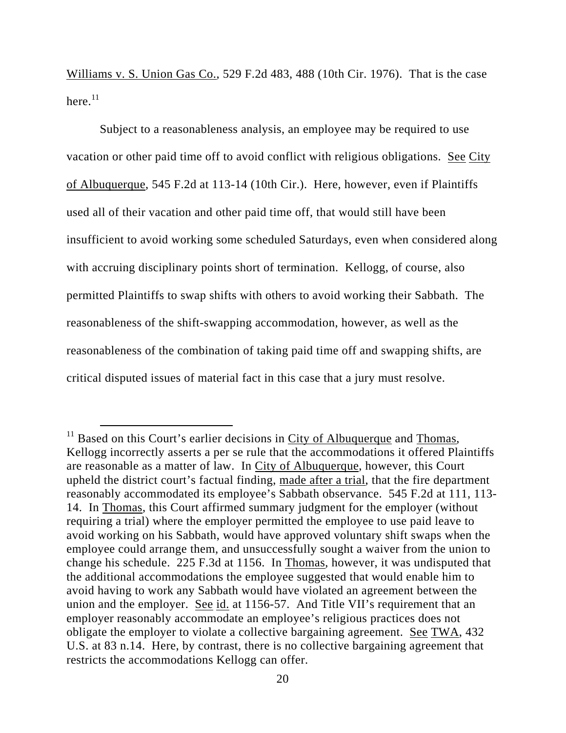Williams v. S. Union Gas Co., 529 F.2d 483, 488 (10th Cir. 1976). That is the case here.[11]

Subject to a reasonableness analysis, an employee may be required to use vacation or other paid time off to avoid conflict with religious obligations. See City of Albuquerque, 545 F.2d at 113-14 (10th Cir.). Here, however, even if Plaintiffs used all of their vacation and other paid time off, that would still have been insufficient to avoid working some scheduled Saturdays, even when considered along with accruing disciplinary points short of termination. Kellogg, of course, also permitted Plaintiffs to swap shifts with others to avoid working their Sabbath. The reasonableness of the shift-swapping accommodation, however, as well as the reasonableness of the combination of taking paid time off and swapping shifts, are critical disputed issues of material fact in this case that a jury must resolve.

---

[11] Based on this Court's earlier decisions in City of Albuquerque and Thomas, Kellogg incorrectly asserts a per se rule that the accommodations it offered Plaintiffs are reasonable as a matter of law. In City of Albuquerque, however, this Court upheld the district court's factual finding, made after a trial, that the fire department reasonably accommodated its employee's Sabbath observance. 545 F.2d at 111, 113-14. In Thomas, this Court affirmed summary judgment for the employer (without requiring a trial) where the employer permitted the employee to use paid leave to avoid working on his Sabbath, would have approved voluntary shift swaps when the employee could arrange them, and unsuccessfully sought a waiver from the union to change his schedule. 225 F.3d at 1156. In Thomas, however, it was undisputed that the additional accommodations the employee suggested that would enable him to avoid having to work any Sabbath would have violated an agreement between the union and the employer. See id. at 1156-57. And Title VII's requirement that an employer reasonably accommodate an employee's religious practices does not obligate the employer to violate a collective bargaining agreement. See TWA, 432 U.S. at 83 n.14. Here, by contrast, there is no collective bargaining agreement that restricts the accommodations Kellogg can offer.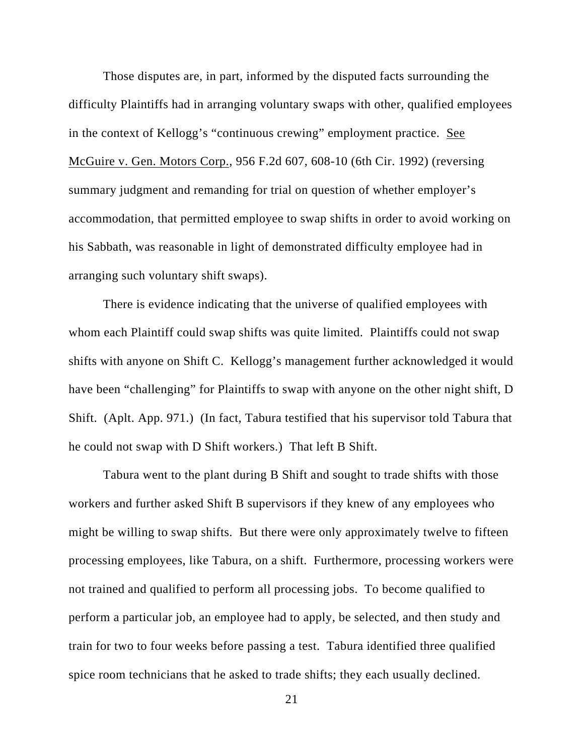Those disputes are, in part, informed by the disputed facts surrounding the difficulty Plaintiffs had in arranging voluntary swaps with other, qualified employees in the context of Kellogg's "continuous crewing" employment practice. See McGuire v. Gen. Motors Corp., 956 F.2d 607, 608-10 (6th Cir. 1992) (reversing summary judgment and remanding for trial on question of whether employer's accommodation, that permitted employee to swap shifts in order to avoid working on his Sabbath, was reasonable in light of demonstrated difficulty employee had in arranging such voluntary shift swaps).

There is evidence indicating that the universe of qualified employees with whom each Plaintiff could swap shifts was quite limited. Plaintiffs could not swap shifts with anyone on Shift C. Kellogg's management further acknowledged it would have been "challenging" for Plaintiffs to swap with anyone on the other night shift, D Shift. (Aplt. App. 971.) (In fact, Tabura testified that his supervisor told Tabura that he could not swap with D Shift workers.) That left B Shift.

Tabura went to the plant during B Shift and sought to trade shifts with those workers and further asked Shift B supervisors if they knew of any employees who might be willing to swap shifts. But there were only approximately twelve to fifteen processing employees, like Tabura, on a shift. Furthermore, processing workers were not trained and qualified to perform all processing jobs. To become qualified to perform a particular job, an employee had to apply, be selected, and then study and train for two to four weeks before passing a test. Tabura identified three qualified spice room technicians that he asked to trade shifts; they each usually declined.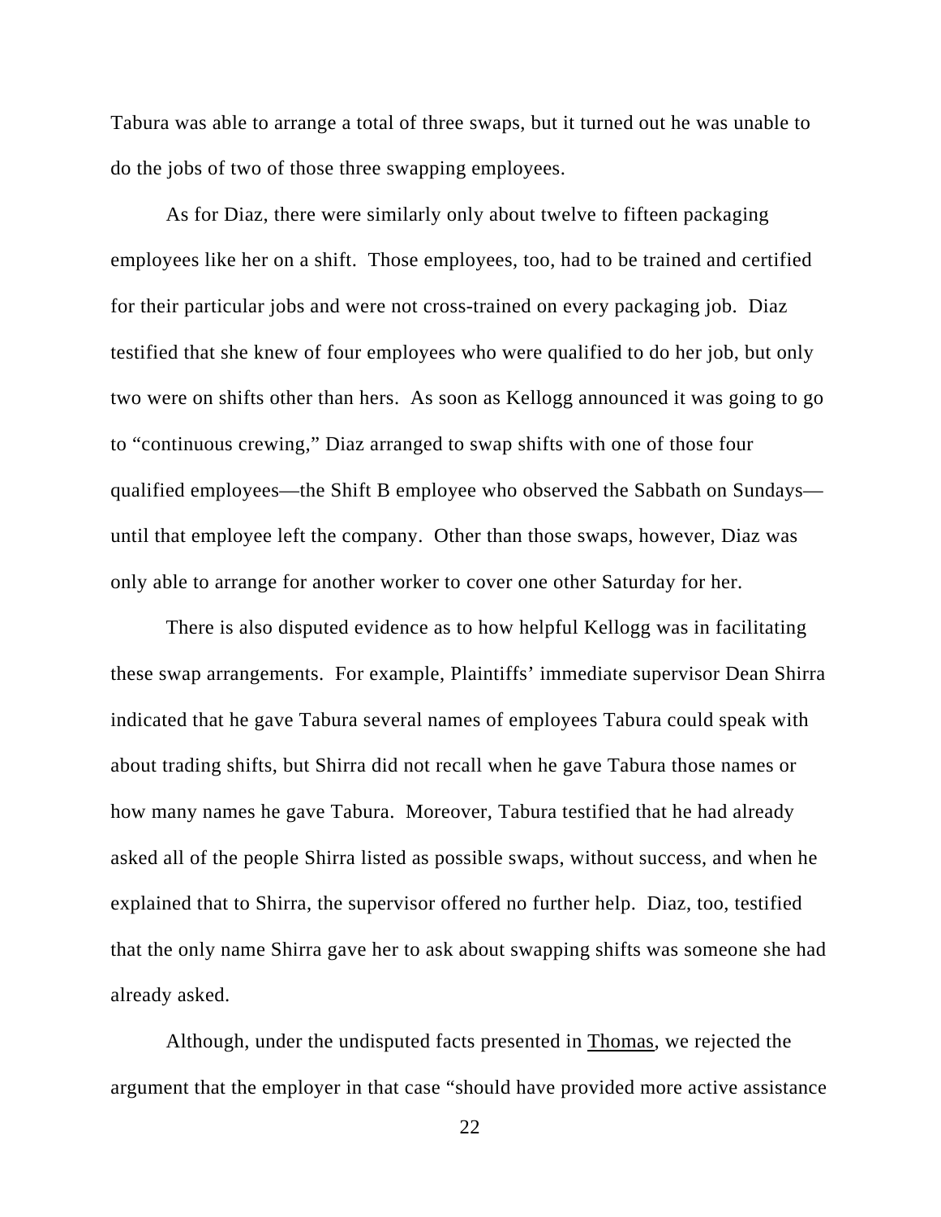Tabura was able to arrange a total of three swaps, but it turned out he was unable to do the jobs of two of those three swapping employees.

As for Diaz, there were similarly only about twelve to fifteen packaging employees like her on a shift. Those employees, too, had to be trained and certified for their particular jobs and were not cross-trained on every packaging job. Diaz testified that she knew of four employees who were qualified to do her job, but only two were on shifts other than hers. As soon as Kellogg announced it was going to go to "continuous crewing," Diaz arranged to swap shifts with one of those four qualified employees—the Shift B employee who observed the Sabbath on Sundays—until that employee left the company. Other than those swaps, however, Diaz was only able to arrange for another worker to cover one other Saturday for her.

There is also disputed evidence as to how helpful Kellogg was in facilitating these swap arrangements. For example, Plaintiffs' immediate supervisor Dean Shirra indicated that he gave Tabura several names of employees Tabura could speak with about trading shifts, but Shirra did not recall when he gave Tabura those names or how many names he gave Tabura. Moreover, Tabura testified that he had already asked all of the people Shirra listed as possible swaps, without success, and when he explained that to Shirra, the supervisor offered no further help. Diaz, too, testified that the only name Shirra gave her to ask about swapping shifts was someone she had already asked.

Although, under the undisputed facts presented in Thomas, we rejected the argument that the employer in that case "should have provided more active assistance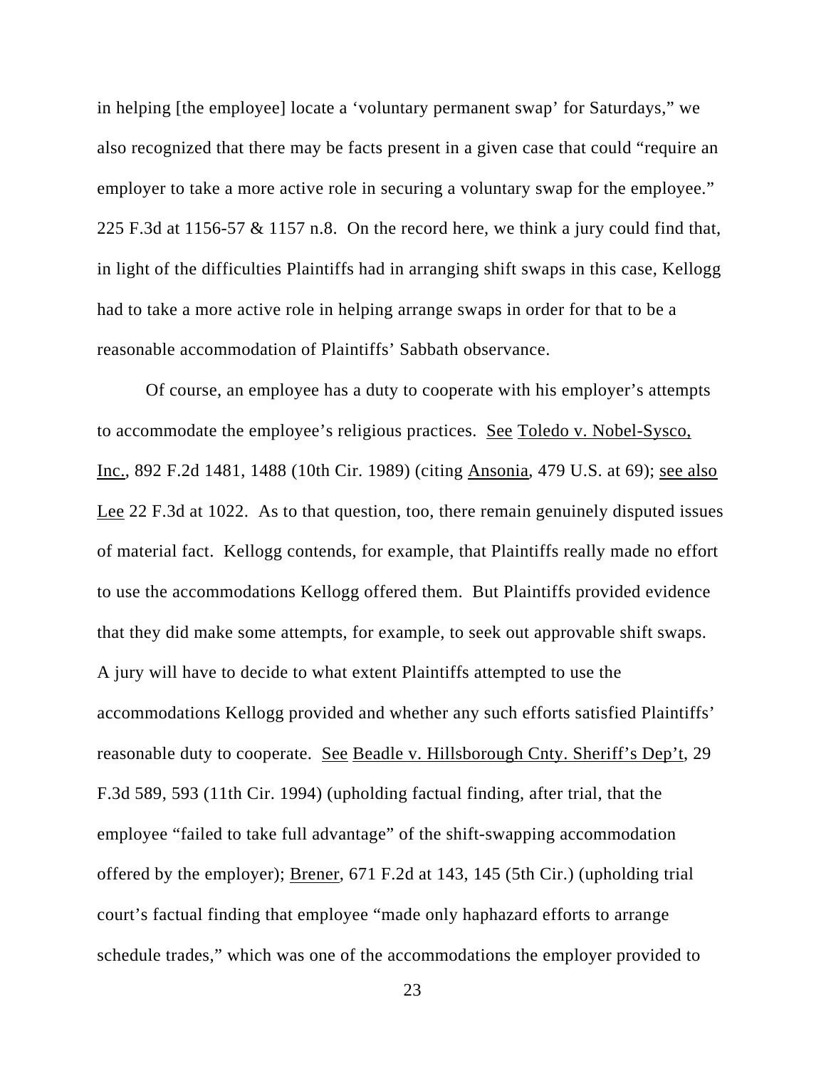in helping [the employee] locate a 'voluntary permanent swap' for Saturdays," we also recognized that there may be facts present in a given case that could "require an employer to take a more active role in securing a voluntary swap for the employee." 225 F.3d at 1156-57 & 1157 n.8. On the record here, we think a jury could find that, in light of the difficulties Plaintiffs had in arranging shift swaps in this case, Kellogg had to take a more active role in helping arrange swaps in order for that to be a reasonable accommodation of Plaintiffs' Sabbath observance.

Of course, an employee has a duty to cooperate with his employer's attempts to accommodate the employee's religious practices. See Toledo v. Nobel-Sysco, Inc., 892 F.2d 1481, 1488 (10th Cir. 1989) (citing Ansonia, 479 U.S. at 69); see also Lee 22 F.3d at 1022. As to that question, too, there remain genuinely disputed issues of material fact. Kellogg contends, for example, that Plaintiffs really made no effort to use the accommodations Kellogg offered them. But Plaintiffs provided evidence that they did make some attempts, for example, to seek out approvable shift swaps. A jury will have to decide to what extent Plaintiffs attempted to use the accommodations Kellogg provided and whether any such efforts satisfied Plaintiffs' reasonable duty to cooperate. See Beadle v. Hillsborough Cnty. Sheriff's Dep't, 29 F.3d 589, 593 (11th Cir. 1994) (upholding factual finding, after trial, that the employee "failed to take full advantage" of the shift-swapping accommodation offered by the employer); Brener, 671 F.2d at 143, 145 (5th Cir.) (upholding trial court's factual finding that employee "made only haphazard efforts to arrange schedule trades," which was one of the accommodations the employer provided to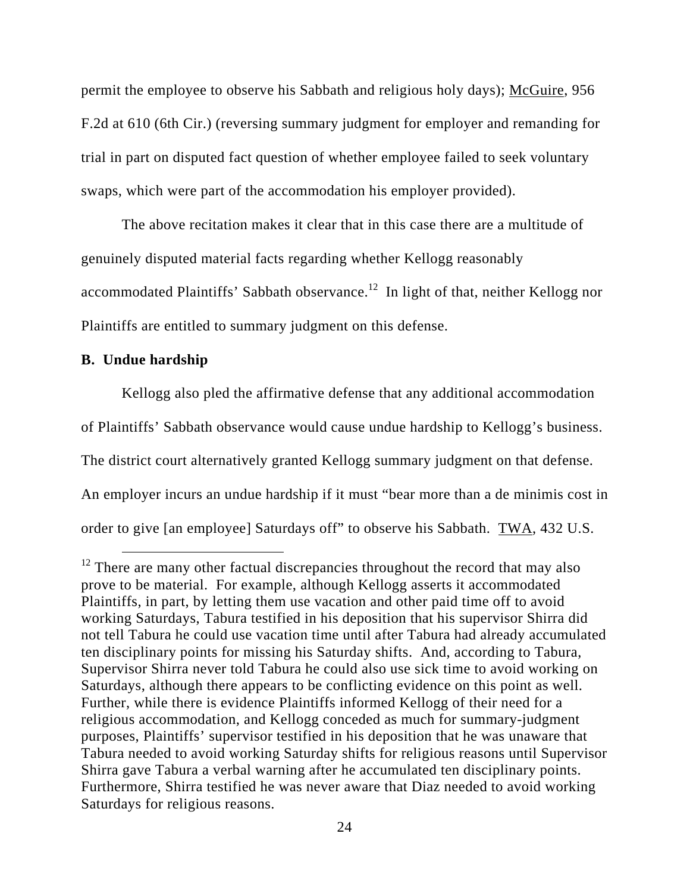permit the employee to observe his Sabbath and religious holy days); McGuire, 956 F.2d at 610 (6th Cir.) (reversing summary judgment for employer and remanding for trial in part on disputed fact question of whether employee failed to seek voluntary swaps, which were part of the accommodation his employer provided).

The above recitation makes it clear that in this case there are a multitude of genuinely disputed material facts regarding whether Kellogg reasonably accommodated Plaintiffs' Sabbath observance.[12] In light of that, neither Kellogg nor Plaintiffs are entitled to summary judgment on this defense.

**B. Undue hardship**

Kellogg also pled the affirmative defense that any additional accommodation of Plaintiffs' Sabbath observance would cause undue hardship to Kellogg's business. The district court alternatively granted Kellogg summary judgment on that defense. An employer incurs an undue hardship if it must "bear more than a de minimis cost in order to give [an employee] Saturdays off" to observe his Sabbath. TWA, 432 U.S.

---

[12] There are many other factual discrepancies throughout the record that may also prove to be material. For example, although Kellogg asserts it accommodated Plaintiffs, in part, by letting them use vacation and other paid time off to avoid working Saturdays, Tabura testified in his deposition that his supervisor Shirra did not tell Tabura he could use vacation time until after Tabura had already accumulated ten disciplinary points for missing his Saturday shifts. And, according to Tabura, Supervisor Shirra never told Tabura he could also use sick time to avoid working on Saturdays, although there appears to be conflicting evidence on this point as well. Further, while there is evidence Plaintiffs informed Kellogg of their need for a religious accommodation, and Kellogg conceded as much for summary-judgment purposes, Plaintiffs' supervisor testified in his deposition that he was unaware that Tabura needed to avoid working Saturday shifts for religious reasons until Supervisor Shirra gave Tabura a verbal warning after he accumulated ten disciplinary points. Furthermore, Shirra testified he was never aware that Diaz needed to avoid working Saturdays for religious reasons.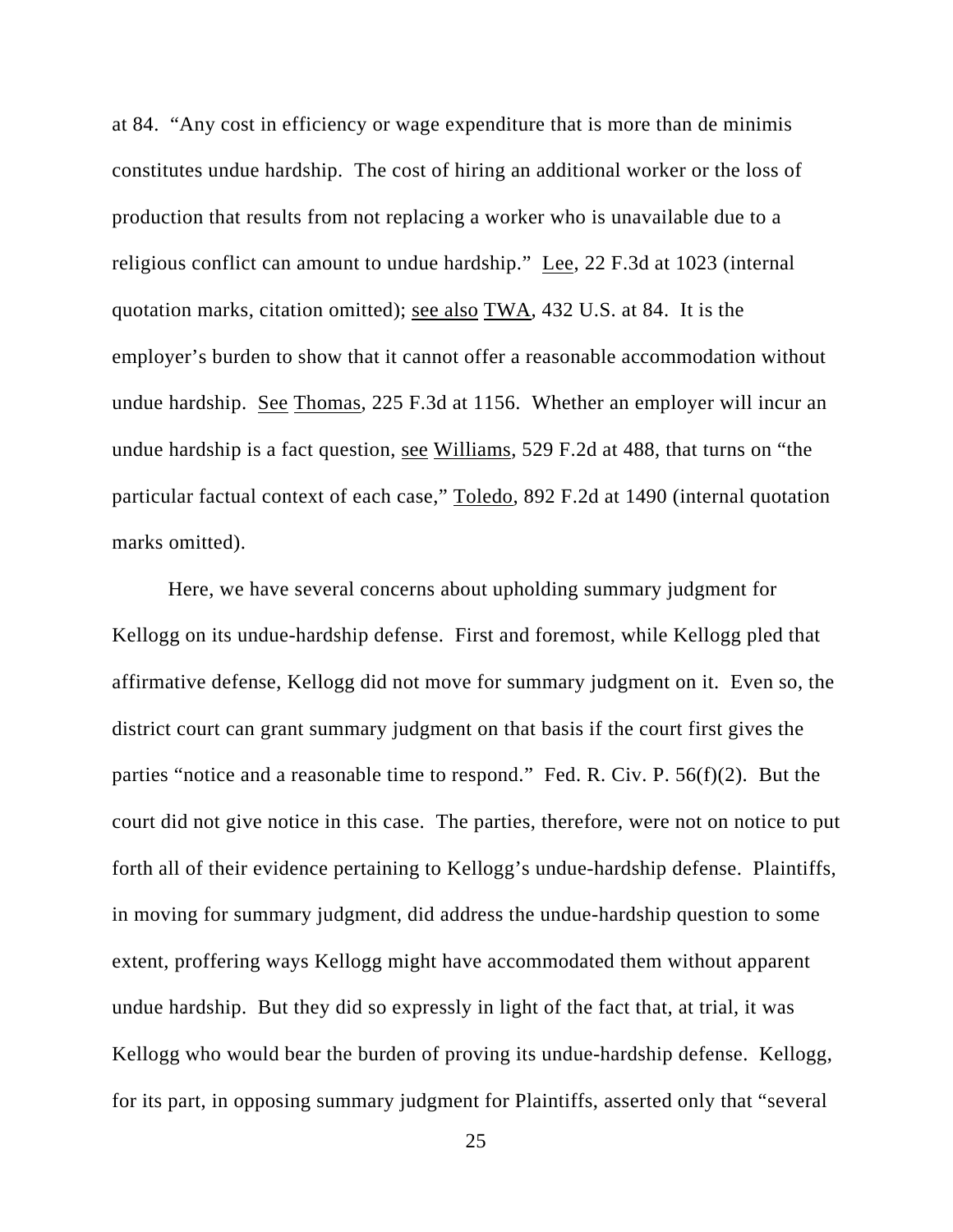at 84. "Any cost in efficiency or wage expenditure that is more than de minimis constitutes undue hardship. The cost of hiring an additional worker or the loss of production that results from not replacing a worker who is unavailable due to a religious conflict can amount to undue hardship." Lee, 22 F.3d at 1023 (internal quotation marks, citation omitted); see also TWA, 432 U.S. at 84. It is the employer's burden to show that it cannot offer a reasonable accommodation without undue hardship. See Thomas, 225 F.3d at 1156. Whether an employer will incur an undue hardship is a fact question, see Williams, 529 F.2d at 488, that turns on "the particular factual context of each case," Toledo, 892 F.2d at 1490 (internal quotation marks omitted).

Here, we have several concerns about upholding summary judgment for Kellogg on its undue-hardship defense. First and foremost, while Kellogg pled that affirmative defense, Kellogg did not move for summary judgment on it. Even so, the district court can grant summary judgment on that basis if the court first gives the parties "notice and a reasonable time to respond." Fed. R. Civ. P. 56(f)(2). But the court did not give notice in this case. The parties, therefore, were not on notice to put forth all of their evidence pertaining to Kellogg's undue-hardship defense. Plaintiffs, in moving for summary judgment, did address the undue-hardship question to some extent, proffering ways Kellogg might have accommodated them without apparent undue hardship. But they did so expressly in light of the fact that, at trial, it was Kellogg who would bear the burden of proving its undue-hardship defense. Kellogg, for its part, in opposing summary judgment for Plaintiffs, asserted only that "several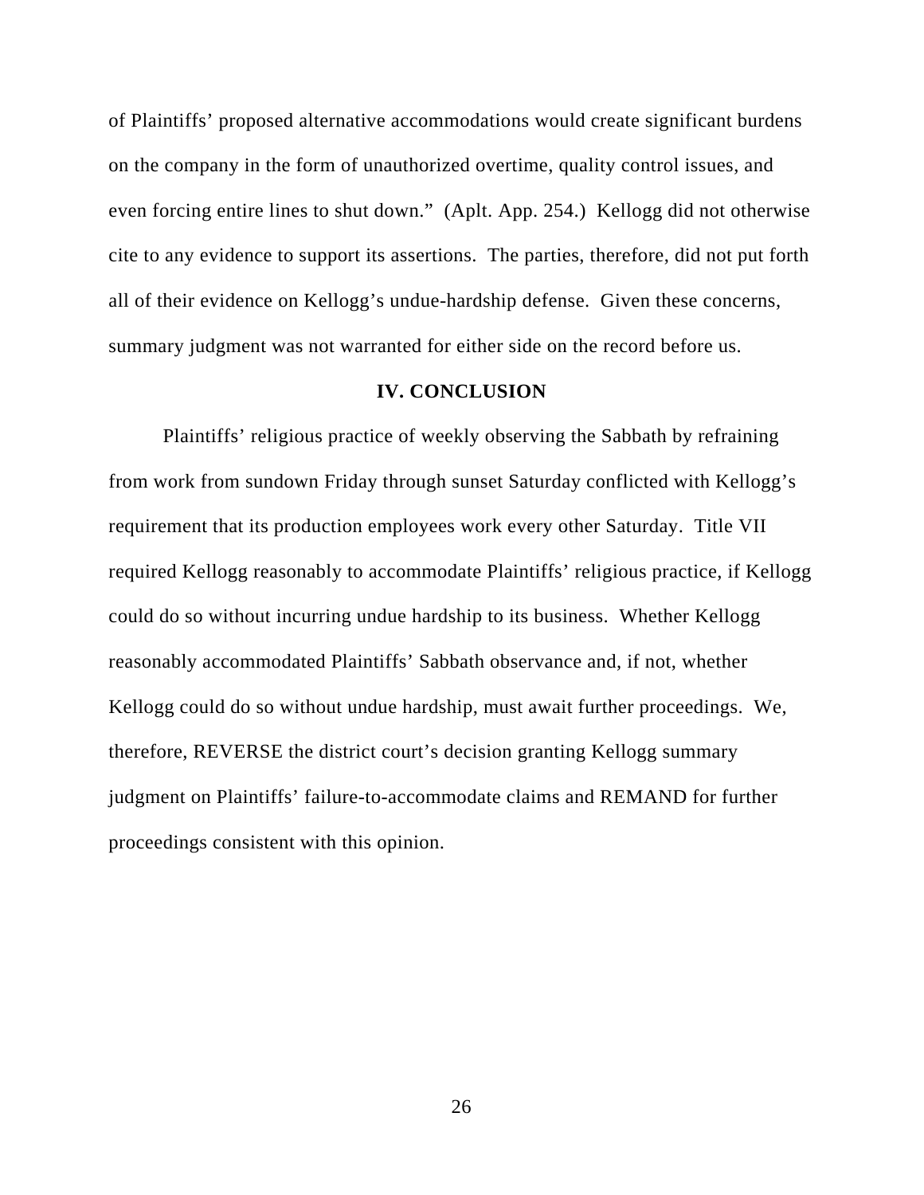of Plaintiffs' proposed alternative accommodations would create significant burdens on the company in the form of unauthorized overtime, quality control issues, and even forcing entire lines to shut down." (Aplt. App. 254.) Kellogg did not otherwise cite to any evidence to support its assertions. The parties, therefore, did not put forth all of their evidence on Kellogg's undue-hardship defense. Given these concerns, summary judgment was not warranted for either side on the record before us.

## IV. CONCLUSION

Plaintiffs' religious practice of weekly observing the Sabbath by refraining from work from sundown Friday through sunset Saturday conflicted with Kellogg's requirement that its production employees work every other Saturday. Title VII required Kellogg reasonably to accommodate Plaintiffs' religious practice, if Kellogg could do so without incurring undue hardship to its business. Whether Kellogg reasonably accommodated Plaintiffs' Sabbath observance and, if not, whether Kellogg could do so without undue hardship, must await further proceedings. We, therefore, REVERSE the district court's decision granting Kellogg summary judgment on Plaintiffs' failure-to-accommodate claims and REMAND for further proceedings consistent with this opinion.